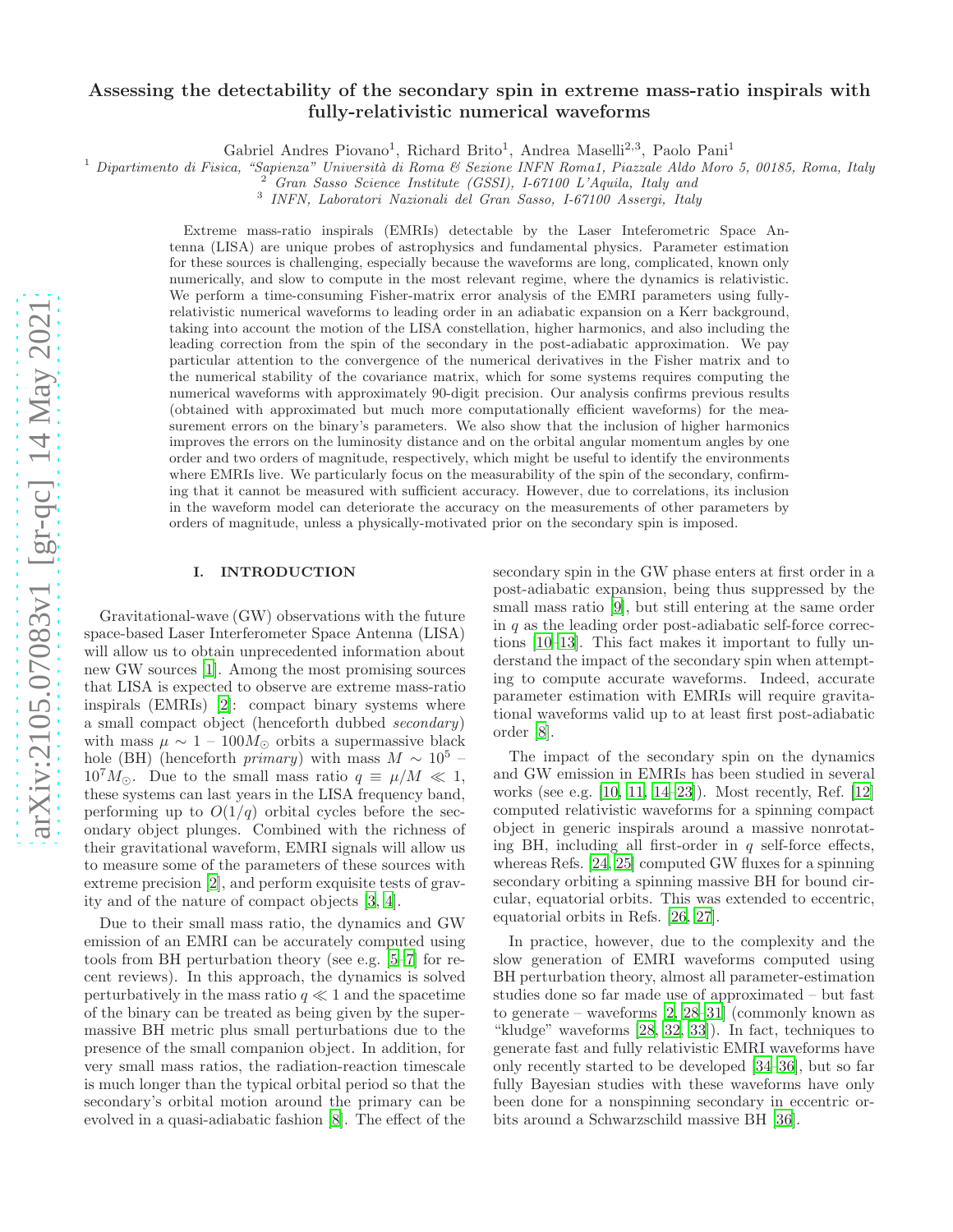# Assessing the detectability of the secondary spin in extreme mass-ratio inspirals with fully-relativistic numerical waveforms

Gabriel Andres Piovano[1], Richard Brito[1], Andrea Maselli[2,3], Paolo Pani[1]

[1] *Dipartimento di Fisica, "Sapienza" Università di Roma & Sezione INFN Roma1, Piazzale Aldo Moro 5, 00185, Roma, Italy*
[2] *Gran Sasso Science Institute (GSSI), I-67100 L'Aquila, Italy and*
[3] *INFN, Laboratori Nazionali del Gran Sasso, I-67100 Assergi, Italy*

Extreme mass-ratio inspirals (EMRIs) detectable by the Laser Inteferometric Space Antenna (LISA) are unique probes of astrophysics and fundamental physics. Parameter estimation for these sources is challenging, especially because the waveforms are long, complicated, known only numerically, and slow to compute in the most relevant regime, where the dynamics is relativistic. We perform a time-consuming Fisher-matrix error analysis of the EMRI parameters using fully-relativistic numerical waveforms to leading order in an adiabatic expansion on a Kerr background, taking into account the motion of the LISA constellation, higher harmonics, and also including the leading correction from the spin of the secondary in the post-adiabatic approximation. We pay particular attention to the convergence of the numerical derivatives in the Fisher matrix and to the numerical stability of the covariance matrix, which for some systems requires computing the numerical waveforms with approximately 90-digit precision. Our analysis confirms previous results (obtained with approximated but much more computationally efficient waveforms) for the measurement errors on the binary's parameters. We also show that the inclusion of higher harmonics improves the errors on the luminosity distance and on the orbital angular momentum angles by one order and two orders of magnitude, respectively, which might be useful to identify the environments where EMRIs live. We particularly focus on the measurability of the spin of the secondary, confirming that it cannot be measured with sufficient accuracy. However, due to correlations, its inclusion in the waveform model can deteriorate the accuracy on the measurements of other parameters by orders of magnitude, unless a physically-motivated prior on the secondary spin is imposed.

## I. INTRODUCTION

Gravitational-wave (GW) observations with the future space-based Laser Interferometer Space Antenna (LISA) will allow us to obtain unprecedented information about new GW sources [1]. Among the most promising sources that LISA is expected to observe are extreme mass-ratio inspirals (EMRIs) [2]: compact binary systems where a small compact object (henceforth dubbed *secondary*) with mass $\mu \sim 1$ – $100 M_\odot$ orbits a supermassive black hole (BH) (henceforth *primary*) with mass $M \sim 10^5$ – $10^7 M_\odot$. Due to the small mass ratio $q \equiv \mu/M \ll 1$, these systems can last years in the LISA frequency band, performing up to $O(1/q)$ orbital cycles before the secondary object plunges. Combined with the richness of their gravitational waveform, EMRI signals will allow us to measure some of the parameters of these sources with extreme precision [2], and perform exquisite tests of gravity and of the nature of compact objects [3, 4].

Due to their small mass ratio, the dynamics and GW emission of an EMRI can be accurately computed using tools from BH perturbation theory (see e.g. [5–7] for recent reviews). In this approach, the dynamics is solved perturbatively in the mass ratio $q \ll 1$ and the spacetime of the binary can be treated as being given by the supermassive BH metric plus small perturbations due to the presence of the small companion object. In addition, for very small mass ratios, the radiation-reaction timescale is much longer than the typical orbital period so that the secondary's orbital motion around the primary can be evolved in a quasi-adiabatic fashion [8]. The effect of the secondary spin in the GW phase enters at first order in a post-adiabatic expansion, being thus suppressed by the small mass ratio [9], but still entering at the same order in $q$ as the leading order post-adiabatic self-force corrections [10–13]. This fact makes it important to fully understand the impact of the secondary spin when attempting to compute accurate waveforms. Indeed, accurate parameter estimation with EMRIs will require gravitational waveforms valid up to at least first post-adiabatic order [8].

The impact of the secondary spin on the dynamics and GW emission in EMRIs has been studied in several works (see e.g. [10, 11, 14–23]). Most recently, Ref. [12] computed relativistic waveforms for a spinning compact object in generic inspirals around a massive nonrotating BH, including all first-order in $q$ self-force effects, whereas Refs. [24, 25] computed GW fluxes for a spinning secondary orbiting a spinning massive BH for bound circular, equatorial orbits. This was extended to eccentric, equatorial orbits in Refs. [26, 27].

In practice, however, due to the complexity and the slow generation of EMRI waveforms computed using BH perturbation theory, almost all parameter-estimation studies done so far made use of approximated – but fast to generate – waveforms [2, 28–31] (commonly known as "kludge" waveforms [28, 32, 33]). In fact, techniques to generate fast and fully relativistic EMRI waveforms have only recently started to be developed [34–36], but so far fully Bayesian studies with these waveforms have only been done for a nonspinning secondary in eccentric orbits around a Schwarzschild massive BH [36].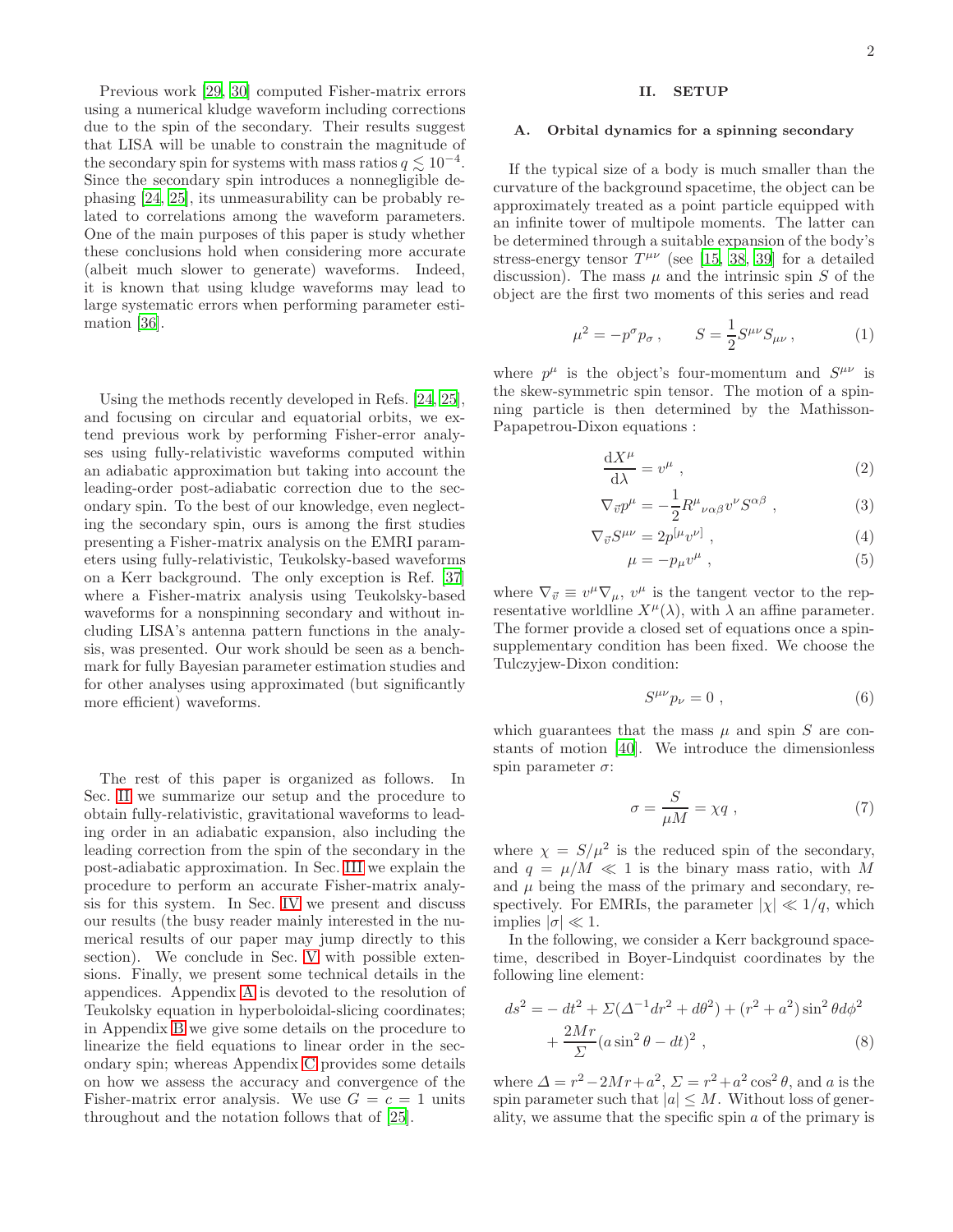Previous work [29, 30] computed Fisher-matrix errors using a numerical kludge waveform including corrections due to the spin of the secondary. Their results suggest that LISA will be unable to constrain the magnitude of the secondary spin for systems with mass ratios $q \lesssim 10^{-4}$. Since the secondary spin introduces a nonnegligible dephasing [24, 25], its unmeasurability can be probably related to correlations among the waveform parameters. One of the main purposes of this paper is study whether these conclusions hold when considering more accurate (albeit much slower to generate) waveforms. Indeed, it is known that using kludge waveforms may lead to large systematic errors when performing parameter estimation [36].

Using the methods recently developed in Refs. [24, 25], and focusing on circular and equatorial orbits, we extend previous work by performing Fisher-error analyses using fully-relativistic waveforms computed within an adiabatic approximation but taking into account the leading-order post-adiabatic correction due to the secondary spin. To the best of our knowledge, even neglecting the secondary spin, ours is among the first studies presenting a Fisher-matrix analysis on the EMRI parameters using fully-relativistic, Teukolsky-based waveforms on a Kerr background. The only exception is Ref. [37] where a Fisher-matrix analysis using Teukolsky-based waveforms for a nonspinning secondary and without including LISA's antenna pattern functions in the analysis, was presented. Our work should be seen as a benchmark for fully Bayesian parameter estimation studies and for other analyses using approximated (but significantly more efficient) waveforms.

The rest of this paper is organized as follows. In Sec. II we summarize our setup and the procedure to obtain fully-relativistic, gravitational waveforms to leading order in an adiabatic expansion, also including the leading correction from the spin of the secondary in the post-adiabatic approximation. In Sec. III we explain the procedure to perform an accurate Fisher-matrix analysis for this system. In Sec. IV we present and discuss our results (the busy reader mainly interested in the numerical results of our paper may jump directly to this section). We conclude in Sec. V with possible extensions. Finally, we present some technical details in the appendices. Appendix A is devoted to the resolution of Teukolsky equation in hyperboloidal-slicing coordinates; in Appendix B we give some details on the procedure to linearize the field equations to linear order in the secondary spin; whereas Appendix C provides some details on how we assess the accuracy and convergence of the Fisher-matrix error analysis. We use $G = c = 1$ units throughout and the notation follows that of [25].

## II. SETUP

### A. Orbital dynamics for a spinning secondary

If the typical size of a body is much smaller than the curvature of the background spacetime, the object can be approximately treated as a point particle equipped with an infinite tower of multipole moments. The latter can be determined through a suitable expansion of the body's stress-energy tensor $T^{\mu\nu}$ (see [15, 38, 39] for a detailed discussion). The mass $\mu$ and the intrinsic spin $S$ of the object are the first two moments of this series and read

$$\mu^2 = -p^\sigma p_\sigma \,, \qquad S = \frac{1}{2} S^{\mu\nu} S_{\mu\nu} \,, \tag{1}$$

where $p^\mu$ is the object's four-momentum and $S^{\mu\nu}$ is the skew-symmetric spin tensor. The motion of a spinning particle is then determined by the Mathisson-Papapetrou-Dixon equations :

$$\frac{\mathrm{d}X^\mu}{\mathrm{d}\lambda} = v^\mu \,, \tag{2}$$

$$\nabla_{\vec{v}} p^\mu = -\frac{1}{2} R^\mu{}_{\nu\alpha\beta} v^\nu S^{\alpha\beta} \,, \tag{3}$$

$$\nabla_{\vec{v}} S^{\mu\nu} = 2 p^{[\mu} v^{\nu]} \,, \tag{4}$$

$$\mu = -p_\mu v^\mu \,, \tag{5}$$

where $\nabla_{\vec{v}} \equiv v^\mu \nabla_\mu$, $v^\mu$ is the tangent vector to the representative worldline $X^\mu(\lambda)$, with $\lambda$ an affine parameter. The former provide a closed set of equations once a spin-supplementary condition has been fixed. We choose the Tulczyjew-Dixon condition:

$$S^{\mu\nu} p_\nu = 0 \,, \tag{6}$$

which guarantees that the mass $\mu$ and spin $S$ are constants of motion [40]. We introduce the dimensionless spin parameter $\sigma$:

$$\sigma = \frac{S}{\mu M} = \chi q \,, \tag{7}$$

where $\chi = S/\mu^2$ is the reduced spin of the secondary, and $q = \mu/M \ll 1$ is the binary mass ratio, with $M$ and $\mu$ being the mass of the primary and secondary, respectively. For EMRIs, the parameter $|\chi| \ll 1/q$, which implies $|\sigma| \ll 1$.

In the following, we consider a Kerr background spacetime, described in Boyer-Lindquist coordinates by the following line element:

$$ds^2 = -dt^2 + \Sigma(\Delta^{-1} dr^2 + d\theta^2) + (r^2 + a^2)\sin^2\theta d\phi^2 + \frac{2Mr}{\Sigma}(a \sin^2\theta - dt)^2 \,, \tag{8}$$

where $\Delta = r^2 - 2Mr + a^2$, $\Sigma = r^2 + a^2\cos^2\theta$, and $a$ is the spin parameter such that $|a| \leq M$. Without loss of generality, we assume that the specific spin $a$ of the primary is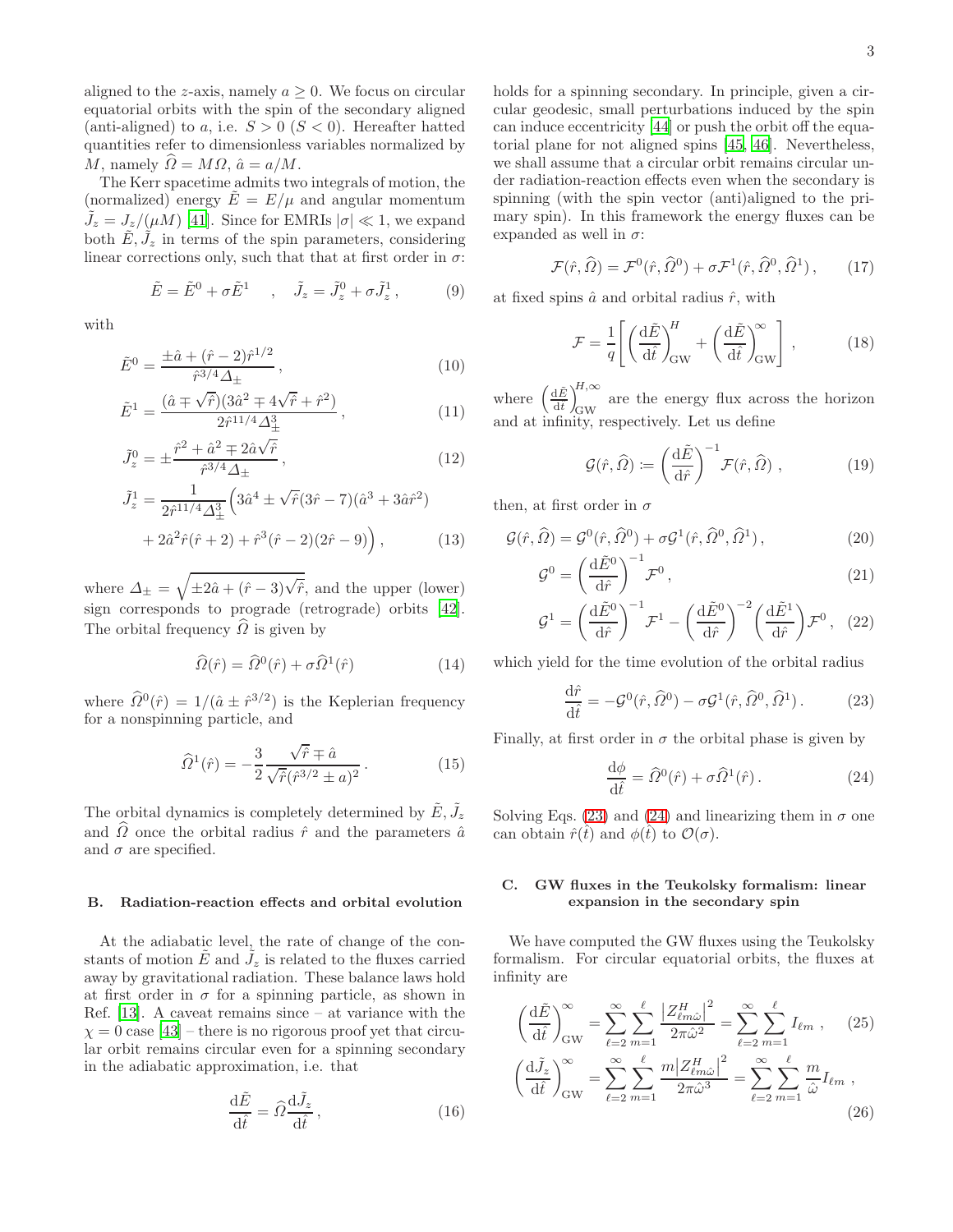aligned to the $z$-axis, namely $a \geq 0$. We focus on circular equatorial orbits with the spin of the secondary aligned (anti-aligned) to $a$, i.e. $S > 0$ ($S < 0$). Hereafter hatted quantities refer to dimensionless variables normalized by $M$, namely $\widehat{\Omega} = M\Omega$, $\hat{a} = a/M$.

The Kerr spacetime admits two integrals of motion, the (normalized) energy $\tilde{E} = E/\mu$ and angular momentum $\tilde{J}_z = J_z/(\mu M)$ [41]. Since for EMRIs $|\sigma| \ll 1$, we expand both $\tilde{E}, \tilde{J}_z$ in terms of the spin parameters, considering linear corrections only, such that that at first order in $\sigma$:

$$\tilde{E} = \tilde{E}^0 + \sigma \tilde{E}^1 \quad , \quad \tilde{J}_z = \tilde{J}_z^0 + \sigma \tilde{J}_z^1 \,, \tag{9}$$

with

$$\tilde{E}^0 = \frac{\pm\hat{a} + (\hat{r}-2)\hat{r}^{1/2}}{\hat{r}^{3/4}\Delta_\pm} \,, \tag{10}$$

$$\tilde{E}^1 = \frac{(\hat{a} \mp \sqrt{\hat{r}})(3\hat{a}^2 \mp 4\sqrt{\hat{r}} + \hat{r}^2)}{2\hat{r}^{11/4}\Delta_\pm^3} \,, \tag{11}$$

$$\tilde{J}_z^0 = \pm\frac{\hat{r}^2 + \hat{a}^2 \mp 2\hat{a}\sqrt{\hat{r}}}{\hat{r}^{3/4}\Delta_\pm} \,, \tag{12}$$

$$\begin{aligned}\tilde{J}_z^1 = \frac{1}{2\hat{r}^{11/4}\Delta_\pm^3}\Big(&3\hat{a}^4 \pm \sqrt{\hat{r}}(3\hat{r}-7)(\hat{a}^3 + 3\hat{a}\hat{r}^2) \\ &+ 2\hat{a}^2\hat{r}(\hat{r}+2) + \hat{r}^3(\hat{r}-2)(2\hat{r}-9)\Big) \,,\end{aligned} \tag{13}$$

where $\Delta_\pm = \sqrt{\pm 2\hat{a} + (\hat{r}-3)\sqrt{\hat{r}}}$, and the upper (lower) sign corresponds to prograde (retrograde) orbits [42]. The orbital frequency $\widehat{\Omega}$ is given by

$$\widehat{\Omega}(\hat{r}) = \widehat{\Omega}^0(\hat{r}) + \sigma\widehat{\Omega}^1(\hat{r}) \tag{14}$$

where $\widehat{\Omega}^0(\hat{r}) = 1/(\hat{a} \pm \hat{r}^{3/2})$ is the Keplerian frequency for a nonspinning particle, and

$$\widehat{\Omega}^1(\hat{r}) = -\frac{3}{2}\frac{\sqrt{\hat{r}} \mp \hat{a}}{\sqrt{\hat{r}}(\hat{r}^{3/2} \pm a)^2} \,. \tag{15}$$

The orbital dynamics is completely determined by $\tilde{E}, \tilde{J}_z$ and $\widehat{\Omega}$ once the orbital radius $\hat{r}$ and the parameters $\hat{a}$ and $\sigma$ are specified.

### B. Radiation-reaction effects and orbital evolution

At the adiabatic level, the rate of change of the constants of motion $\tilde{E}$ and $\tilde{J}_z$ is related to the fluxes carried away by gravitational radiation. These balance laws hold at first order in $\sigma$ for a spinning particle, as shown in Ref. [13]. A caveat remains since – at variance with the $\chi = 0$ case [43] – there is no rigorous proof yet that circular orbit remains circular even for a spinning secondary in the adiabatic approximation, i.e. that

$$\frac{\mathrm{d}\tilde{E}}{\mathrm{d}\hat{t}} = \widehat{\Omega}\frac{\mathrm{d}\tilde{J}_z}{\mathrm{d}\hat{t}} \,, \tag{16}$$

holds for a spinning secondary. In principle, given a circular geodesic, small perturbations induced by the spin can induce eccentricity [44] or push the orbit off the equatorial plane for not aligned spins [45, 46]. Nevertheless, we shall assume that a circular orbit remains circular under radiation-reaction effects even when the secondary is spinning (with the spin vector (anti)aligned to the primary spin). In this framework the energy fluxes can be expanded as well in $\sigma$:

$$\mathcal{F}(\hat{r}, \widehat{\Omega}) = \mathcal{F}^0(\hat{r}, \widehat{\Omega}^0) + \sigma\mathcal{F}^1(\hat{r}, \widehat{\Omega}^0, \widehat{\Omega}^1) \,, \tag{17}$$

at fixed spins $\hat{a}$ and orbital radius $\hat{r}$, with

$$\mathcal{F} = \frac{1}{q}\left[\left(\frac{\mathrm{d}\tilde{E}}{\mathrm{d}\hat{t}}\right)^H_{\mathrm{GW}} + \left(\frac{\mathrm{d}\tilde{E}}{\mathrm{d}\hat{t}}\right)^\infty_{\mathrm{GW}}\right] \,, \tag{18}$$

where $\left(\frac{\mathrm{d}\tilde{E}}{\mathrm{d}t}\right)^{H,\infty}_{\mathrm{GW}}$ are the energy flux across the horizon and at infinity, respectively. Let us define

$$\mathcal{G}(\hat{r}, \widehat{\Omega}) \coloneqq \left(\frac{\mathrm{d}\tilde{E}}{\mathrm{d}\hat{r}}\right)^{-1}\mathcal{F}(\hat{r}, \widehat{\Omega}) \,, \tag{19}$$

then, at first order in $\sigma$

$$\mathcal{G}(\hat{r}, \widehat{\Omega}) = \mathcal{G}^0(\hat{r}, \widehat{\Omega}^0) + \sigma\mathcal{G}^1(\hat{r}, \widehat{\Omega}^0, \widehat{\Omega}^1) \,, \tag{20}$$

$$\mathcal{G}^0 = \left(\frac{\mathrm{d}\tilde{E}^0}{\mathrm{d}\hat{r}}\right)^{-1}\mathcal{F}^0 \,, \tag{21}$$

$$\mathcal{G}^1 = \left(\frac{\mathrm{d}\tilde{E}^0}{\mathrm{d}\hat{r}}\right)^{-1}\mathcal{F}^1 - \left(\frac{\mathrm{d}\tilde{E}^0}{\mathrm{d}\hat{r}}\right)^{-2}\left(\frac{\mathrm{d}\tilde{E}^1}{\mathrm{d}\hat{r}}\right)\mathcal{F}^0 \,, \tag{22}$$

which yield for the time evolution of the orbital radius

$$\frac{\mathrm{d}\hat{r}}{\mathrm{d}\hat{t}} = -\mathcal{G}^0(\hat{r}, \widehat{\Omega}^0) - \sigma\mathcal{G}^1(\hat{r}, \widehat{\Omega}^0, \widehat{\Omega}^1) \,. \tag{23}$$

Finally, at first order in $\sigma$ the orbital phase is given by

$$\frac{\mathrm{d}\phi}{\mathrm{d}\hat{t}} = \widehat{\Omega}^0(\hat{r}) + \sigma\widehat{\Omega}^1(\hat{r}) \,. \tag{24}$$

Solving Eqs. (23) and (24) and linearizing them in $\sigma$ one can obtain $\hat{r}(\hat{t})$ and $\phi(\hat{t})$ to $\mathcal{O}(\sigma)$.

### C. GW fluxes in the Teukolsky formalism: linear expansion in the secondary spin

We have computed the GW fluxes using the Teukolsky formalism. For circular equatorial orbits, the fluxes at infinity are

$$\left(\frac{\mathrm{d}\tilde{E}}{\mathrm{d}\hat{t}}\right)^\infty_{\mathrm{GW}} = \sum_{\ell=2}^{\infty}\sum_{m=1}^{\ell}\frac{\left|Z^H_{\ell m\hat{\omega}}\right|^2}{2\pi\hat{\omega}^2} = \sum_{\ell=2}^{\infty}\sum_{m=1}^{\ell} I_{\ell m} \,, \tag{25}$$

$$\left(\frac{\mathrm{d}\tilde{J}_z}{\mathrm{d}\hat{t}}\right)^\infty_{\mathrm{GW}} = \sum_{\ell=2}^{\infty}\sum_{m=1}^{\ell}\frac{m\left|Z^H_{\ell m\hat{\omega}}\right|^2}{2\pi\hat{\omega}^3} = \sum_{\ell=2}^{\infty}\sum_{m=1}^{\ell}\frac{m}{\hat{\omega}}I_{\ell m} \,, \tag{26}$$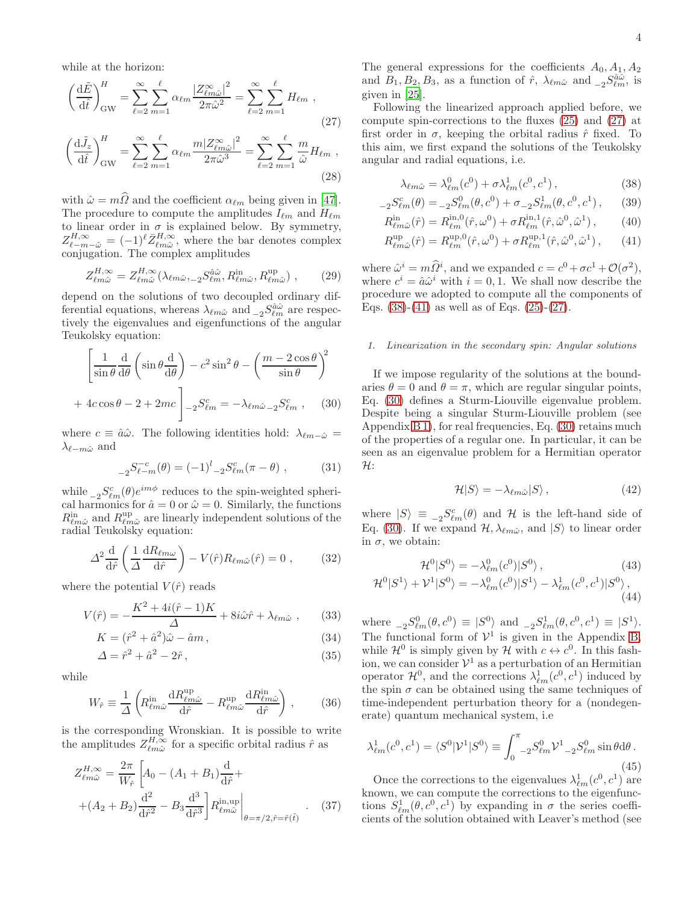while at the horizon:

$$\left(\frac{\mathrm{d}\tilde{E}}{\mathrm{d}\hat{t}}\right)^{H}_{\rm GW} = \sum_{\ell=2}^{\infty}\sum_{m=1}^{\ell} \alpha_{\ell m}\frac{|Z^{\infty}_{\ell m\hat{\omega}}|^2}{2\pi\hat{\omega}^2} = \sum_{\ell=2}^{\infty}\sum_{m=1}^{\ell} H_{\ell m}\ , \tag{27}$$

$$\left(\frac{\mathrm{d}\tilde{J}_z}{\mathrm{d}\hat{t}}\right)^{H}_{\rm GW} = \sum_{\ell=2}^{\infty}\sum_{m=1}^{\ell} \alpha_{\ell m}\frac{m|Z^{\infty}_{\ell m\hat{\omega}}|^2}{2\pi\hat{\omega}^3} = \sum_{\ell=2}^{\infty}\sum_{m=1}^{\ell} \frac{m}{\hat{\omega}} H_{\ell m}\ , \tag{28}$$

with $\hat{\omega} = m\widehat{\Omega}$ and the coefficient $\alpha_{\ell m}$ being given in [47]. The procedure to compute the amplitudes $I_{\ell m}$ and $H_{\ell m}$ to linear order in $\sigma$ is explained below. By symmetry, $Z^{H,\infty}_{\ell -m -\hat{\omega}} = (-1)^{\ell}\bar{Z}^{H,\infty}_{\ell m\hat{\omega}}$, where the bar denotes complex conjugation. The complex amplitudes

$$Z^{H,\infty}_{\ell m\hat{\omega}} = Z^{H,\infty}_{\ell m\hat{\omega}}(\lambda_{\ell m\hat{\omega}}, {}_{-2}S^{\hat{a}\hat{\omega}}_{\ell m}, R^{\rm in}_{\ell m\hat{\omega}}, R^{\rm up}_{\ell m\hat{\omega}})\ , \tag{29}$$

depend on the solutions of two decoupled ordinary differential equations, whereas $\lambda_{\ell m\hat{\omega}}$ and ${}_{-2}S^{\hat{a}\hat{\omega}}_{\ell m}$ are respectively the eigenvalues and eigenfunctions of the angular Teukolsky equation:

$$\left[\frac{1}{\sin\theta}\frac{\mathrm{d}}{\mathrm{d}\theta}\left(\sin\theta\frac{\mathrm{d}}{\mathrm{d}\theta}\right) - c^2\sin^2\theta - \left(\frac{m-2\cos\theta}{\sin\theta}\right)^2 + 4c\cos\theta - 2 + 2mc\right]{}_{-2}S^{c}_{\ell m} = -\lambda_{\ell m\hat{\omega}}\,{}_{-2}S^{c}_{\ell m}\ , \tag{30}$$

where $c \equiv \hat{a}\hat{\omega}$. The following identities hold: $\lambda_{\ell m -\hat{\omega}} = \lambda_{\ell -m\hat{\omega}}$ and

$${}_{-2}S^{-c}_{\ell -m}(\theta) = (-1)^{l}\,{}_{-2}S^{c}_{\ell m}(\pi-\theta)\ , \tag{31}$$

while ${}_{-2}S^{c}_{\ell m}(\theta)e^{im\phi}$ reduces to the spin-weighted spherical harmonics for $\hat{a}=0$ or $\hat{\omega}=0$. Similarly, the functions $R^{\rm in}_{\ell m\hat{\omega}}$ and $R^{\rm up}_{\ell m\hat{\omega}}$ are linearly independent solutions of the radial Teukolsky equation:

$$\Delta^2\frac{\mathrm{d}}{\mathrm{d}\hat{r}}\left(\frac{1}{\Delta}\frac{\mathrm{d}R_{\ell m\omega}}{\mathrm{d}\hat{r}}\right) - V(\hat{r})R_{\ell m\hat{\omega}}(\hat{r}) = 0\ , \tag{32}$$

where the potential $V(\hat{r})$ reads

$$V(\hat{r}) = -\frac{K^2 + 4i(\hat{r}-1)K}{\Delta} + 8i\hat{\omega}\hat{r} + \lambda_{\ell m\hat{\omega}}\ , \tag{33}$$

$$K = (\hat{r}^2+\hat{a}^2)\hat{\omega} - \hat{a}m\,, \tag{34}$$

$$\Delta = \hat{r}^2 + \hat{a}^2 - 2\hat{r}\,, \tag{35}$$

while

$$W_{\hat{r}} \equiv \frac{1}{\Delta}\left(R^{\rm in}_{\ell m\hat{\omega}}\frac{\mathrm{d}R^{\rm up}_{\ell m\hat{\omega}}}{\mathrm{d}\hat{r}} - R^{\rm up}_{\ell m\hat{\omega}}\frac{\mathrm{d}R^{\rm in}_{\ell m\hat{\omega}}}{\mathrm{d}\hat{r}}\right)\ , \tag{36}$$

is the corresponding Wronskian. It is possible to write the amplitudes $Z^{H,\infty}_{\ell m\hat{\omega}}$ for a specific orbital radius $\hat{r}$ as

$$Z^{H,\infty}_{\ell m\hat{\omega}} = \frac{2\pi}{W_{\hat{r}}}\left[A_0 - (A_1+B_1)\frac{\mathrm{d}}{\mathrm{d}\hat{r}} + (A_2+B_2)\frac{\mathrm{d}^2}{\mathrm{d}\hat{r}^2} - B_3\frac{\mathrm{d}^3}{\mathrm{d}\hat{r}^3}\right]R^{\rm in,up}_{\ell m\hat{\omega}}\bigg|_{\theta=\pi/2,\hat{r}=\hat{r}(\hat{t})}\ . \tag{37}$$

The general expressions for the coefficients $A_0, A_1, A_2$ and $B_1, B_2, B_3$, as a function of $\hat{r}$, $\lambda_{\ell m\hat{\omega}}$ and ${}_{-2}S^{\hat{a}\hat{\omega}}_{\ell m}$, is given in [25].

Following the linearized approach applied before, we compute spin-corrections to the fluxes (25) and (27) at first order in $\sigma$, keeping the orbital radius $\hat{r}$ fixed. To this aim, we first expand the solutions of the Teukolsky angular and radial equations, i.e.

$$\lambda_{\ell m\hat{\omega}} = \lambda^0_{\ell m}(c^0) + \sigma\lambda^1_{\ell m}(c^0,c^1)\,, \tag{38}$$

$${}_{-2}S^{c}_{\ell m}(\theta) = {}_{-2}S^{0}_{\ell m}(\theta,c^0) + \sigma\,{}_{-2}S^{1}_{\ell m}(\theta,c^0,c^1)\,, \tag{39}$$

$$R^{\rm in}_{\ell m\hat{\omega}}(\hat{r}) = R^{\rm in,0}_{\ell m}(\hat{r},\omega^0) + \sigma R^{\rm in,1}_{\ell m}(\hat{r},\hat{\omega}^0,\hat{\omega}^1)\,, \tag{40}$$

$$R^{\rm up}_{\ell m\hat{\omega}}(\hat{r}) = R^{\rm up,0}_{\ell m}(\hat{r},\omega^0) + \sigma R^{\rm up,1}_{\ell m}(\hat{r},\hat{\omega}^0,\hat{\omega}^1)\,, \tag{41}$$

where $\hat{\omega}^i = m\widehat{\Omega}^i$, and we expanded $c = c^0 + \sigma c^1 + \mathcal{O}(\sigma^2)$, where $c^i = \hat{a}\hat{\omega}^i$ with $i=0,1$. We shall now describe the procedure we adopted to compute all the components of Eqs. (38)-(41) as well as of Eqs. (25)-(27).

#### 1. Linearization in the secondary spin: Angular solutions

If we impose regularity of the solutions at the boundaries $\theta=0$ and $\theta=\pi$, which are regular singular points, Eq. (30) defines a Sturm-Liouville eigenvalue problem. Despite being a singular Sturm-Liouville problem (see Appendix B 1), for real frequencies, Eq. (30) retains much of the properties of a regular one. In particular, it can be seen as an eigenvalue problem for a Hermitian operator $\mathcal{H}$:

$$\mathcal{H}|S\rangle = -\lambda_{\ell m\hat{\omega}}|S\rangle\,, \tag{42}$$

where $|S\rangle \equiv {}_{-2}S^{c}_{\ell m}(\theta)$ and $\mathcal{H}$ is the left-hand side of Eq. (30). If we expand $\mathcal{H}, \lambda_{\ell m\hat{\omega}}$, and $|S\rangle$ to linear order in $\sigma$, we obtain:

$$\mathcal{H}^0|S^0\rangle = -\lambda^0_{\ell m}(c^0)|S^0\rangle\,, \tag{43}$$

$$\mathcal{H}^0|S^1\rangle + \mathcal{V}^1|S^0\rangle = -\lambda^0_{\ell m}(c^0)|S^1\rangle - \lambda^1_{\ell m}(c^0,c^1)|S^0\rangle\,, \tag{44}$$

where ${}_{-2}S^0_{\ell m}(\theta,c^0) \equiv |S^0\rangle$ and ${}_{-2}S^1_{\ell m}(\theta,c^0,c^1) \equiv |S^1\rangle$. The functional form of $\mathcal{V}^1$ is given in the Appendix B, while $\mathcal{H}^0$ is simply given by $\mathcal{H}$ with $c \leftrightarrow c^0$. In this fashion, we can consider $\mathcal{V}^1$ as a perturbation of an Hermitian operator $\mathcal{H}^0$, and the corrections $\lambda^1_{\ell m}(c^0,c^1)$ induced by the spin $\sigma$ can be obtained using the same techniques of time-independent perturbation theory for a (nondegenerate) quantum mechanical system, i.e

$$\lambda^1_{\ell m}(c^0,c^1) = \langle S^0|\mathcal{V}^1|S^0\rangle \equiv \int_0^{\pi} {}_{-2}S^0_{\ell m}\mathcal{V}^1\,{}_{-2}S^0_{\ell m}\sin\theta\mathrm{d}\theta\,. \tag{45}$$

Once the corrections to the eigenvalues $\lambda^1_{\ell m}(c^0,c^1)$ are known, we can compute the corrections to the eigenfunctions $S^1_{\ell m}(\theta,c^0,c^1)$ by expanding in $\sigma$ the series coefficients of the solution obtained with Leaver's method (see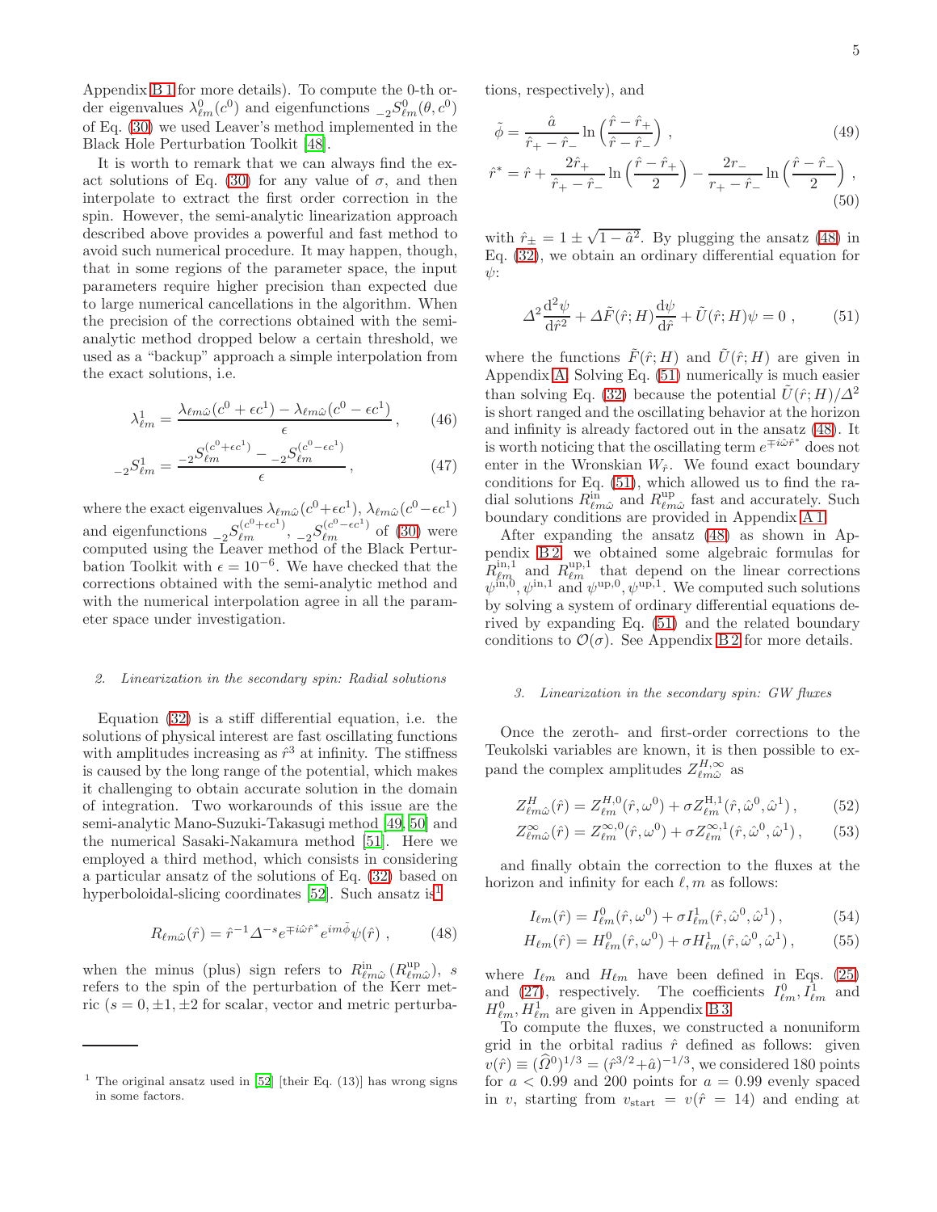Appendix B 1 for more details). To compute the 0-th order eigenvalues $\lambda^0_{\ell m}(c^0)$ and eigenfunctions ${}_{-2}S^0_{\ell m}(\theta, c^0)$ of Eq. (30) we used Leaver's method implemented in the Black Hole Perturbation Toolkit [48].

It is worth to remark that we can always find the exact solutions of Eq. (30) for any value of $\sigma$, and then interpolate to extract the first order correction in the spin. However, the semi-analytic linearization approach described above provides a powerful and fast method to avoid such numerical procedure. It may happen, however, that in some regions of the parameter space, the input parameters require higher precision than expected due to large numerical cancellations in the algorithm. When the precision of the corrections obtained with the semi-analytic method dropped below a certain threshold, we used as a "backup" approach a simple interpolation from the exact solutions, i.e.

$$\lambda^1_{\ell m} = \frac{\lambda_{\ell m\hat{\omega}}(c^0+\epsilon c^1) - \lambda_{\ell m\hat{\omega}}(c^0-\epsilon c^1)}{\epsilon}\,, \tag{46}$$

$${}_{-2}S^1_{\ell m} = \frac{{}_{-2}S^{(c^0+\epsilon c^1)}_{\ell m} - {}_{-2}S^{(c^0-\epsilon c^1)}_{\ell m}}{\epsilon}\,, \tag{47}$$

where the exact eigenvalues $\lambda_{\ell m\hat{\omega}}(c^0+\epsilon c^1)$, $\lambda_{\ell m\hat{\omega}}(c^0-\epsilon c^1)$ and eigenfunctions ${}_{-2}S^{(c^0+\epsilon c^1)}_{\ell m}$, ${}_{-2}S^{(c^0-\epsilon c^1)}_{\ell m}$ of (30) were computed using the Leaver method of the Black Hole Perturbation Toolkit with $\epsilon = 10^{-6}$. We have checked that the corrections obtained with the semi-analytic method and with the numerical interpolation agree in all the parameter space under investigation.

### 2. Linearization in the secondary spin: Radial solutions

Equation (32) is a stiff differential equation, i.e. the solutions of physical interest are fast oscillating functions with amplitudes increasing as $\hat{r}^3$ at infinity. The stiffness is caused by the long range of the potential, which makes it challenging to obtain accurate solution in the domain of integration. Two workarounds of this issue are the semi-analytic Mano-Suzuki-Takasugi method [49, 50] and the numerical Sasaki-Nakamura method [51]. Here we employed a third method, which consists in considering a particular ansatz of the solutions of Eq. (32) based on hyperboloidal-slicing coordinates [52]. Such ansatz is[1]

$$R_{\ell m\hat{\omega}}(\hat{r}) = \hat{r}^{-1}\Delta^{-s}e^{\mp i\hat{\omega}\hat{r}^*}e^{im\tilde{\phi}}\psi(\hat{r})\;, \tag{48}$$

when the minus (plus) sign refers to $R^{\rm in}_{\ell m\hat{\omega}}$ ($R^{\rm up}_{\ell m\hat{\omega}}$), $s$ refers to the spin of the perturbation of the Kerr metric ($s = 0, \pm1, \pm2$ for scalar, vector and metric perturbations, respectively), and

$$\tilde{\phi} = \frac{\hat{a}}{\hat{r}_+ - \hat{r}_-}\ln\left(\frac{\hat{r}-\hat{r}_+}{\hat{r}-\hat{r}_-}\right)\,, \tag{49}$$

$$\hat{r}^* = \hat{r} + \frac{2\hat{r}_+}{\hat{r}_+ - \hat{r}_-}\ln\left(\frac{\hat{r}-\hat{r}_+}{2}\right) - \frac{2r_-}{r_+ - \hat{r}_-}\ln\left(\frac{\hat{r}-\hat{r}_-}{2}\right)\,, \tag{50}$$

with $\hat{r}_\pm = 1 \pm \sqrt{1-\hat{a}^2}$. By plugging the ansatz (48) in Eq. (32), we obtain an ordinary differential equation for $\psi$:

$$\Delta^2\frac{\mathrm{d}^2\psi}{\mathrm{d}\hat{r}^2} + \Delta\tilde{F}(\hat{r};H)\frac{\mathrm{d}\psi}{\mathrm{d}\hat{r}} + \tilde{U}(\hat{r};H)\psi = 0\;, \tag{51}$$

where the functions $\tilde{F}(\hat{r};H)$ and $\tilde{U}(\hat{r};H)$ are given in Appendix A. Solving Eq. (51) numerically is much easier than solving Eq. (32) because the potential $\tilde{U}(\hat{r};H)/\Delta^2$ is short ranged and the oscillating behavior at the horizon and infinity is already factored out in the ansatz (48). It is worth noticing that the oscillating term $e^{\mp i\hat{\omega}\hat{r}^*}$ does not enter in the Wronskian $W_{\hat{r}}$. We found exact boundary conditions for Eq. (51), which allowed us to find the radial solutions $R^{\rm in}_{\ell m\hat{\omega}}$ and $R^{\rm up}_{\ell m\hat{\omega}}$ fast and accurately. Such boundary conditions are provided in Appendix A 1.

After expanding the ansatz (48) as shown in Appendix B 2, we obtained some algebraic formulas for $R^{\rm in,1}_{\ell m}$ and $R^{\rm up,1}_{\ell m}$ that depend on the linear corrections $\psi^{\rm in,0}, \psi^{\rm in,1}$ and $\psi^{\rm up,0}, \psi^{\rm up,1}$. We computed such solutions by solving a system of ordinary differential equations derived by expanding Eq. (51) and the related boundary conditions to $\mathcal{O}(\sigma)$. See Appendix B 2 for more details.

### 3. Linearization in the secondary spin: GW fluxes

Once the zeroth- and first-order corrections to the Teukolski variables are known, it is then possible to expand the complex amplitudes $Z^{H,\infty}_{\ell m\hat{\omega}}$ as

$$Z^H_{\ell m\hat{\omega}}(\hat{r}) = Z^{H,0}_{\ell m}(\hat{r},\omega^0) + \sigma Z^{\rm H,1}_{\ell m}(\hat{r},\hat{\omega}^0,\hat{\omega}^1)\,, \tag{52}$$

$$Z^\infty_{\ell m\hat{\omega}}(\hat{r}) = Z^{\infty,0}_{\ell m}(\hat{r},\omega^0) + \sigma Z^{\infty,1}_{\ell m}(\hat{r},\hat{\omega}^0,\hat{\omega}^1)\,, \tag{53}$$

and finally obtain the correction to the fluxes at the horizon and infinity for each $\ell, m$ as follows:

$$I_{\ell m}(\hat{r}) = I^0_{\ell m}(\hat{r},\omega^0) + \sigma I^1_{\ell m}(\hat{r},\hat{\omega}^0,\hat{\omega}^1)\,, \tag{54}$$

$$H_{\ell m}(\hat{r}) = H^0_{\ell m}(\hat{r},\omega^0) + \sigma H^1_{\ell m}(\hat{r},\hat{\omega}^0,\hat{\omega}^1)\,, \tag{55}$$

where $I_{\ell m}$ and $H_{\ell m}$ have been defined in Eqs. (25) and (27), respectively. The coefficients $I^0_{\ell m}, I^1_{\ell m}$ and $H^0_{\ell m}, H^1_{\ell m}$ are given in Appendix B 3.

To compute the fluxes, we constructed a nonuniform grid in the orbital radius $\hat{r}$ defined as follows: given $v(\hat{r}) \equiv (\widehat{\Omega}^0)^{1/3} = (\hat{r}^{3/2}+\hat{a})^{-1/3}$, we considered 180 points for $a < 0.99$ and 200 points for $a = 0.99$ evenly spaced in $v$, starting from $v_{\rm start} = v(\hat{r} = 14)$ and ending at

---

[1] The original ansatz used in [52] [their Eq. (13)] has wrong signs in some factors.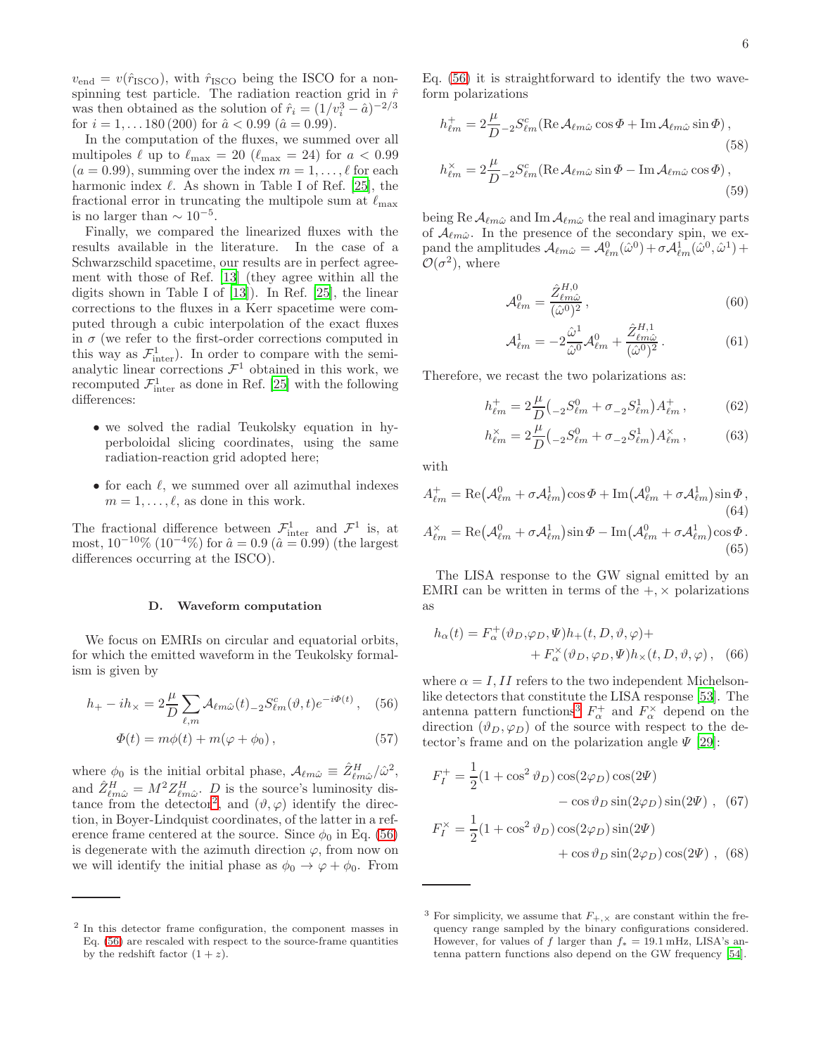$v_{\rm end} = v(\hat{r}_{\rm ISCO})$, with $\hat{r}_{\rm ISCO}$ being the ISCO for a non-spinning test particle. The radiation reaction grid in $\hat{r}$ was then obtained as the solution of $\hat{r}_i = (1/v_i^3 - \hat{a})^{-2/3}$ for $i = 1, \ldots 180\,(200)$ for $\hat{a} < 0.99$ ($\hat{a} = 0.99$).

In the computation of the fluxes, we summed over all multipoles $\ell$ up to $\ell_{\rm max} = 20$ ($\ell_{\rm max} = 24$) for $a < 0.99$ ($a = 0.99$), summing over the index $m = 1, \ldots, \ell$ for each harmonic index $\ell$. As shown in Table I of Ref. [25], the fractional error in truncating the multipole sum at $\ell_{\rm max}$ is no larger than $\sim 10^{-5}$.

Finally, we compared the linearized fluxes with the results available in the literature. In the case of a Schwarzschild spacetime, our results are in perfect agreement with those of Ref. [13] (they agree within all the digits shown in Table I of [13]). In Ref. [25], the linear corrections to the fluxes in a Kerr spacetime were computed through a cubic interpolation of the exact fluxes in $\sigma$ (we refer to the first-order corrections computed in this way as $\mathcal{F}^1_{\rm inter}$). In order to compare with the semi-analytic linear corrections $\mathcal{F}^1$ obtained in this work, we recomputed $\mathcal{F}^1_{\rm inter}$ as done in Ref. [25] with the following differences:

- we solved the radial Teukolsky equation in hyperboloidal slicing coordinates, using the same radiation-reaction grid adopted here;
- for each $\ell$, we summed over all azimuthal indexes $m = 1, \ldots, \ell$, as done in this work.

The fractional difference between $\mathcal{F}^1_{\rm inter}$ and $\mathcal{F}^1$ is, at most, $10^{-10}\%$ ($10^{-4}\%$) for $\hat{a} = 0.9$ ($\hat{a} = 0.99$) (the largest differences occurring at the ISCO).

### D. Waveform computation

We focus on EMRIs on circular and equatorial orbits, for which the emitted waveform in the Teukolsky formalism is given by

$$h_+ - ih_\times = 2\frac{\mu}{D}\sum_{\ell,m}\mathcal{A}_{\ell m\hat{\omega}}(t)\,{}_{-2}S^c_{\ell m}(\vartheta, t)e^{-i\Phi(t)}\,, \quad (56)$$

$$\Phi(t) = m\phi(t) + m(\varphi + \phi_0)\,, \quad (57)$$

where $\phi_0$ is the initial orbital phase, $\mathcal{A}_{\ell m\hat{\omega}} \equiv \hat{Z}^H_{\ell m\hat{\omega}}/\hat{\omega}^2$, and $\hat{Z}^H_{\ell m\hat{\omega}} = M^2 Z^H_{\ell m\hat{\omega}}$. $D$ is the source's luminosity distance from the detector[2], and $(\vartheta, \varphi)$ identify the direction, in Boyer-Lindquist coordinates, of the latter in a reference frame centered at the source. Since $\phi_0$ in Eq. (56) is degenerate with the azimuth direction $\varphi$, from now on we will identify the initial phase as $\phi_0 \to \varphi + \phi_0$. From Eq. (56) it is straightforward to identify the two waveform polarizations

$$h^+_{\ell m} = 2\frac{\mu}{D}\,{}_{-2}S^c_{\ell m}\left(\mathrm{Re}\,\mathcal{A}_{\ell m\hat{\omega}}\cos\Phi + \mathrm{Im}\,\mathcal{A}_{\ell m\hat{\omega}}\sin\Phi\right), \quad (58)$$

$$h^\times_{\ell m} = 2\frac{\mu}{D}\,{}_{-2}S^c_{\ell m}\left(\mathrm{Re}\,\mathcal{A}_{\ell m\hat{\omega}}\sin\Phi - \mathrm{Im}\,\mathcal{A}_{\ell m\hat{\omega}}\cos\Phi\right), \quad (59)$$

being $\mathrm{Re}\,\mathcal{A}_{\ell m\hat{\omega}}$ and $\mathrm{Im}\,\mathcal{A}_{\ell m\hat{\omega}}$ the real and imaginary parts of $\mathcal{A}_{\ell m\hat{\omega}}$. In the presence of the secondary spin, we expand the amplitudes $\mathcal{A}_{\ell m\hat{\omega}} = \mathcal{A}^0_{\ell m}(\hat{\omega}^0) + \sigma\mathcal{A}^1_{\ell m}(\hat{\omega}^0, \hat{\omega}^1) + \mathcal{O}(\sigma^2)$, where

$$\mathcal{A}^0_{\ell m} = \frac{\hat{Z}^{H,0}_{\ell m\hat{\omega}}}{(\hat{\omega}^0)^2}\,, \quad (60)$$

$$\mathcal{A}^1_{\ell m} = -2\frac{\hat{\omega}^1}{\hat{\omega}^0}\mathcal{A}^0_{\ell m} + \frac{\hat{Z}^{H,1}_{\ell m\hat{\omega}}}{(\hat{\omega}^0)^2}\,. \quad (61)$$

Therefore, we recast the two polarizations as:

$$h^+_{\ell m} = 2\frac{\mu}{D}\left({}_{-2}S^0_{\ell m} + \sigma\,{}_{-2}S^1_{\ell m}\right)A^+_{\ell m}\,, \quad (62)$$

$$h^\times_{\ell m} = 2\frac{\mu}{D}\left({}_{-2}S^0_{\ell m} + \sigma\,{}_{-2}S^1_{\ell m}\right)A^\times_{\ell m}\,, \quad (63)$$

with

$$A^+_{\ell m} = \mathrm{Re}\left(\mathcal{A}^0_{\ell m} + \sigma\mathcal{A}^1_{\ell m}\right)\cos\Phi + \mathrm{Im}\left(\mathcal{A}^0_{\ell m} + \sigma\mathcal{A}^1_{\ell m}\right)\sin\Phi\,, \quad (64)$$

$$A^\times_{\ell m} = \mathrm{Re}\left(\mathcal{A}^0_{\ell m} + \sigma\mathcal{A}^1_{\ell m}\right)\sin\Phi - \mathrm{Im}\left(\mathcal{A}^0_{\ell m} + \sigma\mathcal{A}^1_{\ell m}\right)\cos\Phi\,. \quad (65)$$

The LISA response to the GW signal emitted by an EMRI can be written in terms of the $+, \times$ polarizations as

$$h_\alpha(t) = F^+_\alpha(\vartheta_D, \varphi_D, \Psi)h_+(t, D, \vartheta, \varphi) + F^\times_\alpha(\vartheta_D, \varphi_D, \Psi)h_\times(t, D, \vartheta, \varphi)\,, \quad (66)$$

where $\alpha = I, II$ refers to the two independent Michelson-like detectors that constitute the LISA response [53]. The antenna pattern functions[3] $F^+_\alpha$ and $F^\times_\alpha$ depend on the direction $(\vartheta_D, \varphi_D)$ of the source with respect to the detector's frame and on the polarization angle $\Psi$ [29]:

$$F^+_I = \frac{1}{2}(1 + \cos^2\vartheta_D)\cos(2\varphi_D)\cos(2\Psi) - \cos\vartheta_D\sin(2\varphi_D)\sin(2\Psi)\,, \quad (67)$$

$$F^\times_I = \frac{1}{2}(1 + \cos^2\vartheta_D)\cos(2\varphi_D)\sin(2\Psi) + \cos\vartheta_D\sin(2\varphi_D)\cos(2\Psi)\,, \quad (68)$$

---

[2] In this detector frame configuration, the component masses in Eq. (56) are rescaled with respect to the source-frame quantities by the redshift factor $(1 + z)$.

[3] For simplicity, we assume that $F_{+,\times}$ are constant within the frequency range sampled by the binary configurations considered. However, for values of $f$ larger than $f_* = 19.1$ mHz, LISA's antenna pattern functions also depend on the GW frequency [54].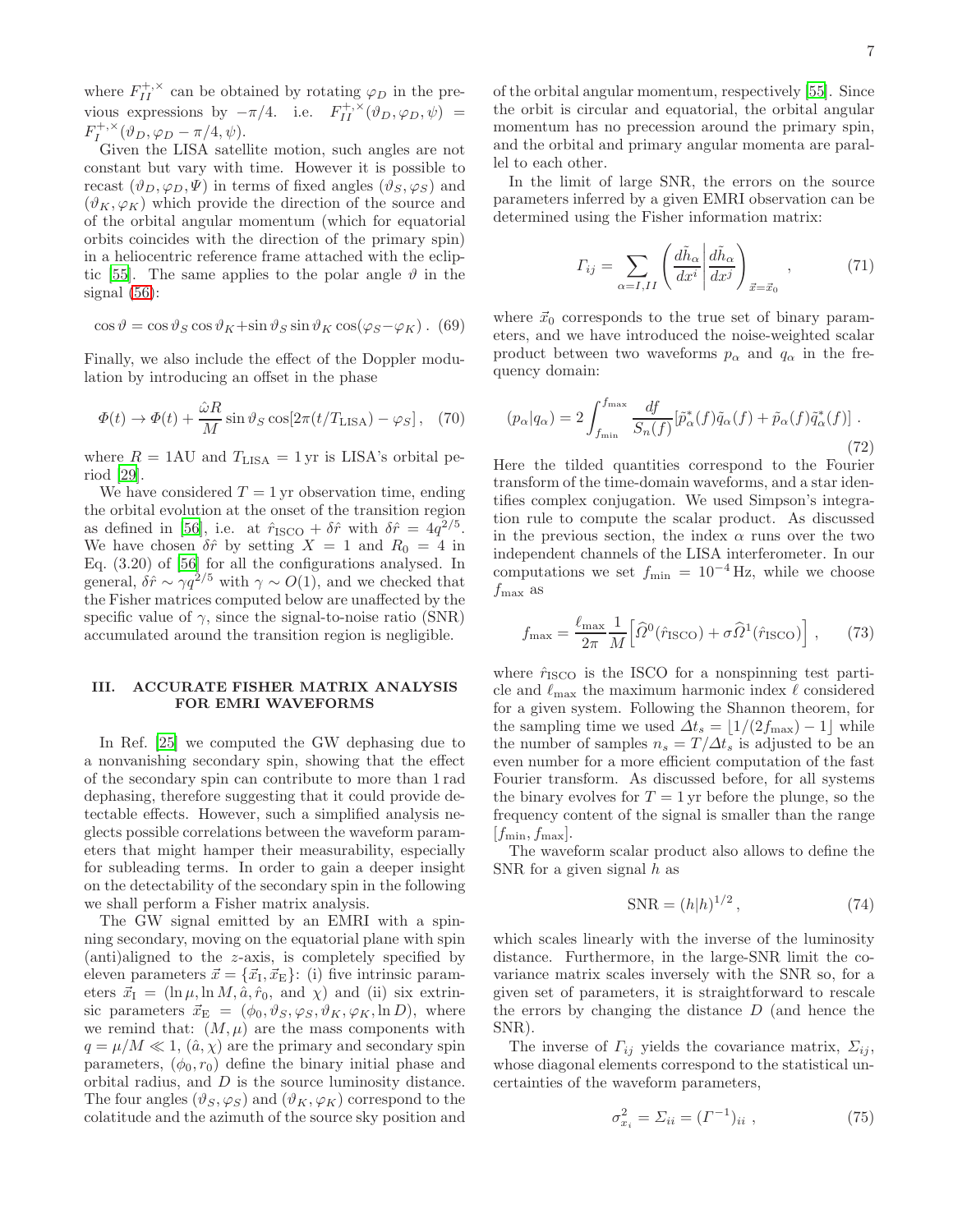where $F_{II}^{+,\times}$ can be obtained by rotating $\varphi_D$ in the previous expressions by $-\pi/4$. i.e. $F_{II}^{+,\times}(\vartheta_D, \varphi_D, \psi) = F_I^{+,\times}(\vartheta_D, \varphi_D - \pi/4, \psi)$.

Given the LISA satellite motion, such angles are not constant but vary with time. However it is possible to recast $(\vartheta_D, \varphi_D, \Psi)$ in terms of fixed angles $(\vartheta_S, \varphi_S)$ and $(\vartheta_K, \varphi_K)$ which provide the direction of the source and of the orbital angular momentum (which for equatorial orbits coincides with the direction of the primary spin) in a heliocentric reference frame attached with the ecliptic [55]. The same applies to the polar angle $\vartheta$ in the signal (56):

$$\cos\vartheta = \cos\vartheta_S \cos\vartheta_K + \sin\vartheta_S \sin\vartheta_K \cos(\varphi_S - \varphi_K)\,. \quad (69)$$

Finally, we also include the effect of the Doppler modulation by introducing an offset in the phase

$$\Phi(t) \to \Phi(t) + \frac{\hat{\omega} R}{M} \sin\vartheta_S \cos[2\pi(t/T_{\rm LISA}) - \varphi_S]\,, \quad (70)$$

where $R = 1\mathrm{AU}$ and $T_{\rm LISA} = 1\,\mathrm{yr}$ is LISA's orbital period [29].

We have considered $T = 1\,\mathrm{yr}$ observation time, ending the orbital evolution at the onset of the transition region as defined in [56], i.e. at $\hat{r}_{\rm ISCO} + \delta\hat{r}$ with $\delta\hat{r} = 4q^{2/5}$. We have chosen $\delta\hat{r}$ by setting $X = 1$ and $R_0 = 4$ in Eq. (3.20) of [56] for all the configurations analysed. In general, $\delta\hat{r} \sim \gamma q^{2/5}$ with $\gamma \sim O(1)$, and we checked that the Fisher matrices computed below are unaffected by the specific value of $\gamma$, since the signal-to-noise ratio (SNR) accumulated around the transition region is negligible.

## III. ACCURATE FISHER MATRIX ANALYSIS FOR EMRI WAVEFORMS

In Ref. [25] we computed the GW dephasing due to a nonvanishing secondary spin, showing that the effect of the secondary spin can contribute to more than 1 rad dephasing, therefore suggesting that it could provide detectable effects. However, such a simplified analysis neglects possible correlations between the waveform parameters that might hamper their measurability, especially for subleading terms. In order to gain a deeper insight on the detectability of the secondary spin in the following we shall perform a Fisher matrix analysis.

The GW signal emitted by an EMRI with a spinning secondary, moving on the equatorial plane with spin (anti)aligned to the $z$-axis, is completely specified by eleven parameters $\vec{x} = \{\vec{x}_{\rm I}, \vec{x}_{\rm E}\}$: (i) five intrinsic parameters $\vec{x}_{\rm I} = (\ln\mu, \ln M, \hat{a}, \hat{r}_0,$ and $\chi)$ and (ii) six extrinsic parameters $\vec{x}_{\rm E} = (\phi_0, \vartheta_S, \varphi_S, \vartheta_K, \varphi_K, \ln D)$, where we remind that: $(M, \mu)$ are the mass components with $q = \mu/M \ll 1$, $(\hat{a}, \chi)$ are the primary and secondary spin parameters, $(\phi_0, r_0)$ define the binary initial phase and orbital radius, and $D$ is the source luminosity distance. The four angles $(\vartheta_S, \varphi_S)$ and $(\vartheta_K, \varphi_K)$ correspond to the colatitude and the azimuth of the source sky position and of the orbital angular momentum, respectively [55]. Since the orbit is circular and equatorial, the orbital angular momentum has no precession around the primary spin, and the orbital and primary angular momenta are parallel to each other.

In the limit of large SNR, the errors on the source parameters inferred by a given EMRI observation can be determined using the Fisher information matrix:

$$\Gamma_{ij} = \sum_{\alpha=I,II} \left( \frac{d\tilde{h}_\alpha}{dx^i} \middle| \frac{d\tilde{h}_\alpha}{dx^j} \right)_{\vec{x}=\vec{x}_0}\,, \quad (71)$$

where $\vec{x}_0$ corresponds to the true set of binary parameters, and we have introduced the noise-weighted scalar product between two waveforms $p_\alpha$ and $q_\alpha$ in the frequency domain:

$$(p_\alpha|q_\alpha) = 2\int_{f_{\rm min}}^{f_{\rm max}} \frac{df}{S_n(f)} [\tilde{p}^*_\alpha(f)\tilde{q}_\alpha(f) + \tilde{p}_\alpha(f)\tilde{q}^*_\alpha(f)]\,. \quad (72)$$

Here the tilded quantities correspond to the Fourier transform of the time-domain waveforms, and a star identifies complex conjugation. We used Simpson's integration rule to compute the scalar product. As discussed in the previous section, the index $\alpha$ runs over the two independent channels of the LISA interferometer. In our computations we set $f_{\rm min} = 10^{-4}\,\mathrm{Hz}$, while we choose $f_{\rm max}$ as

$$f_{\rm max} = \frac{\ell_{\rm max}}{2\pi} \frac{1}{M} \Big[ \widehat{\Omega}^0(\hat{r}_{\rm ISCO}) + \sigma \widehat{\Omega}^1(\hat{r}_{\rm ISCO}) \Big]\,, \quad (73)$$

where $\hat{r}_{\rm ISCO}$ is the ISCO for a nonspinning test particle and $\ell_{\rm max}$ the maximum harmonic index $\ell$ considered for a given system. Following the Shannon theorem, for the sampling time we used $\Delta t_s = \lfloor 1/(2f_{\rm max}) - 1 \rfloor$ while the number of samples $n_s = T/\Delta t_s$ is adjusted to be an even number for a more efficient computation of the fast Fourier transform. As discussed before, for all systems the binary evolves for $T = 1\,\mathrm{yr}$ before the plunge, so the frequency content of the signal is smaller than the range $[f_{\rm min}, f_{\rm max}]$.

The waveform scalar product also allows to define the SNR for a given signal $h$ as

$$\mathrm{SNR} = (h|h)^{1/2}\,, \quad (74)$$

which scales linearly with the inverse of the luminosity distance. Furthermore, in the large-SNR limit the covariance matrix scales inversely with the SNR so, for a given set of parameters, it is straightforward to rescale the errors by changing the distance $D$ (and hence the SNR).

The inverse of $\Gamma_{ij}$ yields the covariance matrix, $\Sigma_{ij}$, whose diagonal elements correspond to the statistical uncertainties of the waveform parameters,

$$\sigma^2_{x_i} = \Sigma_{ii} = (\Gamma^{-1})_{ii}\,, \quad (75)$$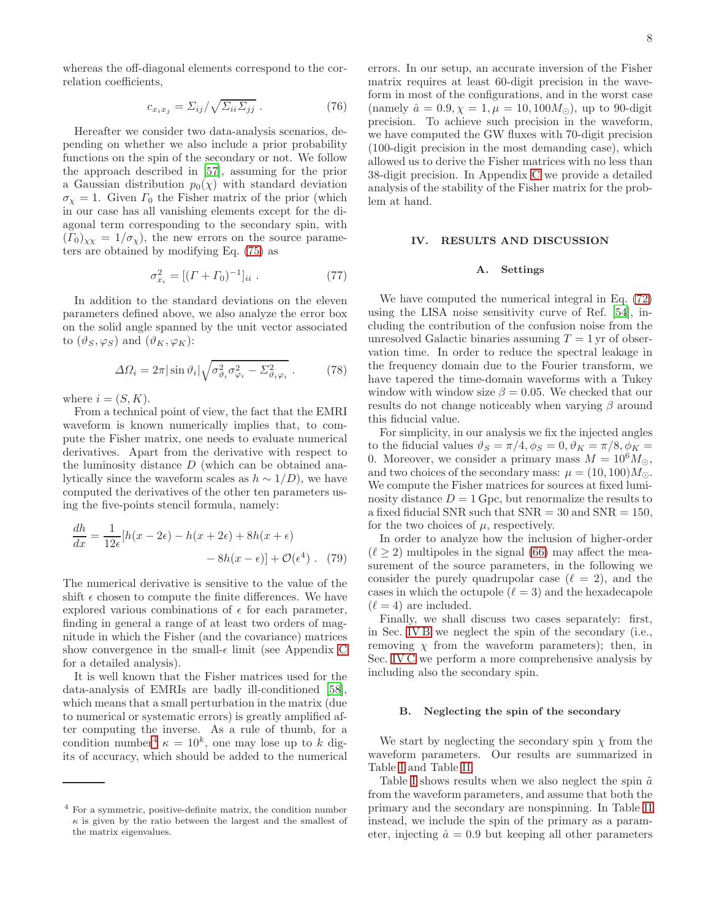whereas the off-diagonal elements correspond to the correlation coefficients,

$$c_{x_i x_j} = \Sigma_{ij}/\sqrt{\Sigma_{ii}\Sigma_{jj}} \ . \tag{76}$$

Hereafter we consider two data-analysis scenarios, depending on whether we also include a prior probability functions on the spin of the secondary or not. We follow the approach described in [57], assuming for the prior a Gaussian distribution $p_0(\chi)$ with standard deviation $\sigma_\chi = 1$. Given $\Gamma_0$ the Fisher matrix of the prior (which in our case has all vanishing elements except for the diagonal term corresponding to the secondary spin, with $(\Gamma_0)_{\chi\chi} = 1/\sigma_\chi$), the new errors on the source parameters are obtained by modifying Eq. (75) as

$$\sigma^2_{x_i} = [(\Gamma + \Gamma_0)^{-1}]_{ii} \ . \tag{77}$$

In addition to the standard deviations on the eleven parameters defined above, we also analyze the error box on the solid angle spanned by the unit vector associated to $(\vartheta_S, \varphi_S)$ and $(\vartheta_K, \varphi_K)$:

$$\Delta\Omega_i = 2\pi|\sin\vartheta_i|\sqrt{\sigma^2_{\vartheta_i}\sigma^2_{\varphi_i} - \Sigma^2_{\vartheta_i\varphi_i}} \ . \tag{78}$$

where $i = (S, K)$.

From a technical point of view, the fact that the EMRI waveform is known numerically implies that, to compute the Fisher matrix, one needs to evaluate numerical derivatives. Apart from the derivative with respect to the luminosity distance $D$ (which can be obtained analytically since the waveform scales as $h \sim 1/D$), we have computed the derivatives of the other ten parameters using the five-points stencil formula, namely:

$$\frac{dh}{dx} = \frac{1}{12\epsilon}[h(x-2\epsilon) - h(x+2\epsilon) + 8h(x+\epsilon) - 8h(x-\epsilon)] + \mathcal{O}(\epsilon^4) \ . \tag{79}$$

The numerical derivative is sensitive to the value of the shift $\epsilon$ chosen to compute the finite differences. We have explored various combinations of $\epsilon$ for each parameter, finding in general a range of at least two orders of magnitude in which the Fisher (and the covariance) matrices show convergence in the small-$\epsilon$ limit (see Appendix C for a detailed analysis).

It is well known that the Fisher matrices used for the data-analysis of EMRIs are badly ill-conditioned [58], which means that a small perturbation in the matrix (due to numerical or systematic errors) is greatly amplified after computing the inverse. As a rule of thumb, for a condition number[4] $\kappa = 10^k$, one may lose up to $k$ digits of accuracy, which should be added to the numerical errors. In our setup, an accurate inversion of the Fisher matrix requires at least 60-digit precision in the waveform in most of the configurations, and in the worst case (namely $\hat{a} = 0.9, \chi = 1, \mu = 10, 100 M_\odot$), up to 90-digit precision. To achieve such precision in the waveform, we have computed the GW fluxes with 70-digit precision (100-digit precision in the most demanding case), which allowed us to derive the Fisher matrices with no less than 38-digit precision. In Appendix C we provide a detailed analysis of the stability of the Fisher matrix for the problem at hand.

[4] For a symmetric, positive-definite matrix, the condition number $\kappa$ is given by the ratio between the largest and the smallest of the matrix eigenvalues.

## IV. RESULTS AND DISCUSSION

### A. Settings

We have computed the numerical integral in Eq. (72) using the LISA noise sensitivity curve of Ref. [54], including the contribution of the confusion noise from the unresolved Galactic binaries assuming $T = 1\,\text{yr}$ of observation time. In order to reduce the spectral leakage in the frequency domain due to the Fourier transform, we have tapered the time-domain waveforms with a Tukey window with window size $\beta = 0.05$. We checked that our results do not change noticeably when varying $\beta$ around this fiducial value.

For simplicity, in our analysis we fix the injected angles to the fiducial values $\vartheta_S = \pi/4, \phi_S = 0, \vartheta_K = \pi/8, \phi_K = 0$. Moreover, we consider a primary mass $M = 10^6 M_\odot$, and two choices of the secondary mass: $\mu = (10, 100)M_\odot$. We compute the Fisher matrices for sources at fixed luminosity distance $D = 1\,\text{Gpc}$, but renormalize the results to a fixed fiducial SNR such that SNR = 30 and SNR = 150, for the two choices of $\mu$, respectively.

In order to analyze how the inclusion of higher-order ($\ell \geq 2$) multipoles in the signal (66) may affect the measurement of the source parameters, in the following we consider the purely quadrupolar case ($\ell = 2$), and the cases in which the octupole ($\ell = 3$) and the hexadecapole ($\ell = 4$) are included.

Finally, we shall discuss two cases separately: first, in Sec. IV B we neglect the spin of the secondary (i.e., removing $\chi$ from the waveform parameters); then, in Sec. IV C we perform a more comprehensive analysis by including also the secondary spin.

### B. Neglecting the spin of the secondary

We start by neglecting the secondary spin $\chi$ from the waveform parameters. Our results are summarized in Table I and Table II.

Table I shows results when we also neglect the spin $\tilde{a}$ from the waveform parameters, and assume that both the primary and the secondary are nonspinning. In Table II instead, we include the spin of the primary as a parameter, injecting $\hat{a} = 0.9$ but keeping all other parameters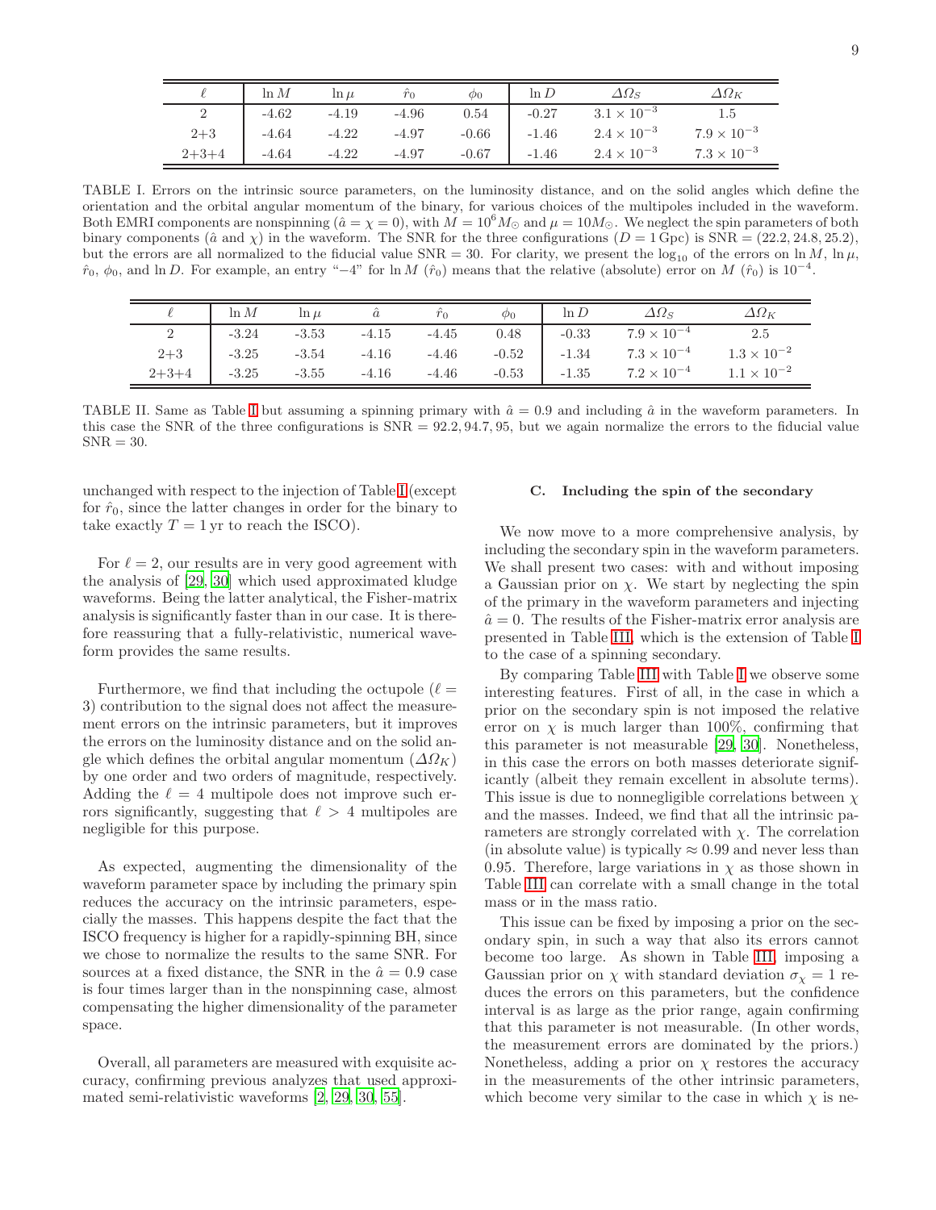| $\ell$ | $\ln M$ | $\ln\mu$ | $\hat{r}_0$ | $\phi_0$ | $\ln D$ | $\Delta\Omega_S$ | $\Delta\Omega_K$ |
|---|---|---|---|---|---|---|---|
| 2 | -4.62 | -4.19 | -4.96 | 0.54 | -0.27 | $3.1\times10^{-3}$ | 1.5 |
| 2+3 | -4.64 | -4.22 | -4.97 | -0.66 | -1.46 | $2.4\times10^{-3}$ | $7.9\times10^{-3}$ |
| 2+3+4 | -4.64 | -4.22 | -4.97 | -0.67 | -1.46 | $2.4\times10^{-3}$ | $7.3\times10^{-3}$ |

TABLE I. Errors on the intrinsic source parameters, on the luminosity distance, and on the solid angles which define the orientation and the orbital angular momentum of the binary, for various choices of the multipoles included in the waveform. Both EMRI components are nonspinning ($\hat{a}=\chi=0$), with $M=10^6M_\odot$ and $\mu=10M_\odot$. We neglect the spin parameters of both binary components ($\hat{a}$ and $\chi$) in the waveform. The SNR for the three configurations ($D=1\,$Gpc) is SNR $=(22.2, 24.8, 25.2)$, but the errors are all normalized to the fiducial value SNR $=30$. For clarity, we present the $\log_{10}$ of the errors on $\ln M$, $\ln\mu$, $\hat{r}_0$, $\phi_0$, and $\ln D$. For example, an entry "$-4$" for $\ln M$ ($\hat{r}_0$) means that the relative (absolute) error on $M$ ($\hat{r}_0$) is $10^{-4}$.

| $\ell$ | $\ln M$ | $\ln\mu$ | $\hat{a}$ | $\hat{r}_0$ | $\phi_0$ | $\ln D$ | $\Delta\Omega_S$ | $\Delta\Omega_K$ |
|---|---|---|---|---|---|---|---|---|
| 2 | -3.24 | -3.53 | -4.15 | -4.45 | 0.48 | -0.33 | $7.9\times10^{-4}$ | 2.5 |
| 2+3 | -3.25 | -3.54 | -4.16 | -4.46 | -0.52 | -1.34 | $7.3\times10^{-4}$ | $1.3\times10^{-2}$ |
| 2+3+4 | -3.25 | -3.55 | -4.16 | -4.46 | -0.53 | -1.35 | $7.2\times10^{-4}$ | $1.1\times10^{-2}$ |

TABLE II. Same as Table I but assuming a spinning primary with $\hat{a}=0.9$ and including $\hat{a}$ in the waveform parameters. In this case the SNR of the three configurations is SNR $=92.2, 94.7, 95$, but we again normalize the errors to the fiducial value SNR $=30$.

unchanged with respect to the injection of Table I (except for $\hat{r}_0$, since the latter changes in order for the binary to take exactly $T=1\,$yr to reach the ISCO).

For $\ell=2$, our results are in very good agreement with the analysis of [29, 30] which used approximated kludge waveforms. Being the latter analytical, the Fisher-matrix analysis is significantly faster than in our case. It is therefore reassuring that a fully-relativistic, numerical waveform provides the same results.

Furthermore, we find that including the octupole ($\ell=3$) contribution to the signal does not affect the measurement errors on the intrinsic parameters, but it improves the errors on the luminosity distance and on the solid angle which defines the orbital angular momentum ($\Delta\Omega_K$) by one order and two orders of magnitude, respectively. Adding the $\ell=4$ multipole does not improve such errors significantly, suggesting that $\ell>4$ multipoles are negligible for this purpose.

As expected, augmenting the dimensionality of the waveform parameter space by including the primary spin reduces the accuracy on the intrinsic parameters, especially the masses. This happens despite the fact that the ISCO frequency is higher for a rapidly-spinning BH, since we chose to normalize the results to the same SNR. For sources at a fixed distance, the SNR in the $\hat{a}=0.9$ case is four times larger than in the nonspinning case, almost compensating the higher dimensionality of the parameter space.

Overall, all parameters are measured with exquisite accuracy, confirming previous analyzes that used approximated semi-relativistic waveforms [2, 29, 30, 55].

### C. Including the spin of the secondary

We now move to a more comprehensive analysis, by including the secondary spin in the waveform parameters. We shall present two cases: with and without imposing a Gaussian prior on $\chi$. We start by neglecting the spin of the primary in the waveform parameters and injecting $\hat{a}=0$. The results of the Fisher-matrix error analysis are presented in Table III, which is the extension of Table I to the case of a spinning secondary.

By comparing Table III with Table I we observe some interesting features. First of all, in the case in which a prior on the secondary spin is not imposed the relative error on $\chi$ is much larger than 100%, confirming that this parameter is not measurable [29, 30]. Nonetheless, in this case the errors on both masses deteriorate significantly (albeit they remain excellent in absolute terms). This issue is due to nonnegligible correlations between $\chi$ and the masses. Indeed, we find that all the intrinsic parameters are strongly correlated with $\chi$. The correlation (in absolute value) is typically $\approx 0.99$ and never less than 0.95. Therefore, large variations in $\chi$ as those shown in Table III can correlate with a small change in the total mass or in the mass ratio.

This issue can be fixed by imposing a prior on the secondary spin, in such a way that also its errors cannot become too large. As shown in Table III, imposing a Gaussian prior on $\chi$ with standard deviation $\sigma_\chi=1$ reduces the errors on this parameters, but the confidence interval is as large as the prior range, again confirming that this parameter is not measurable. (In other words, the measurement errors are dominated by the priors.) Nonetheless, adding a prior on $\chi$ restores the accuracy in the measurements of the other intrinsic parameters, which become very similar to the case in which $\chi$ is ne-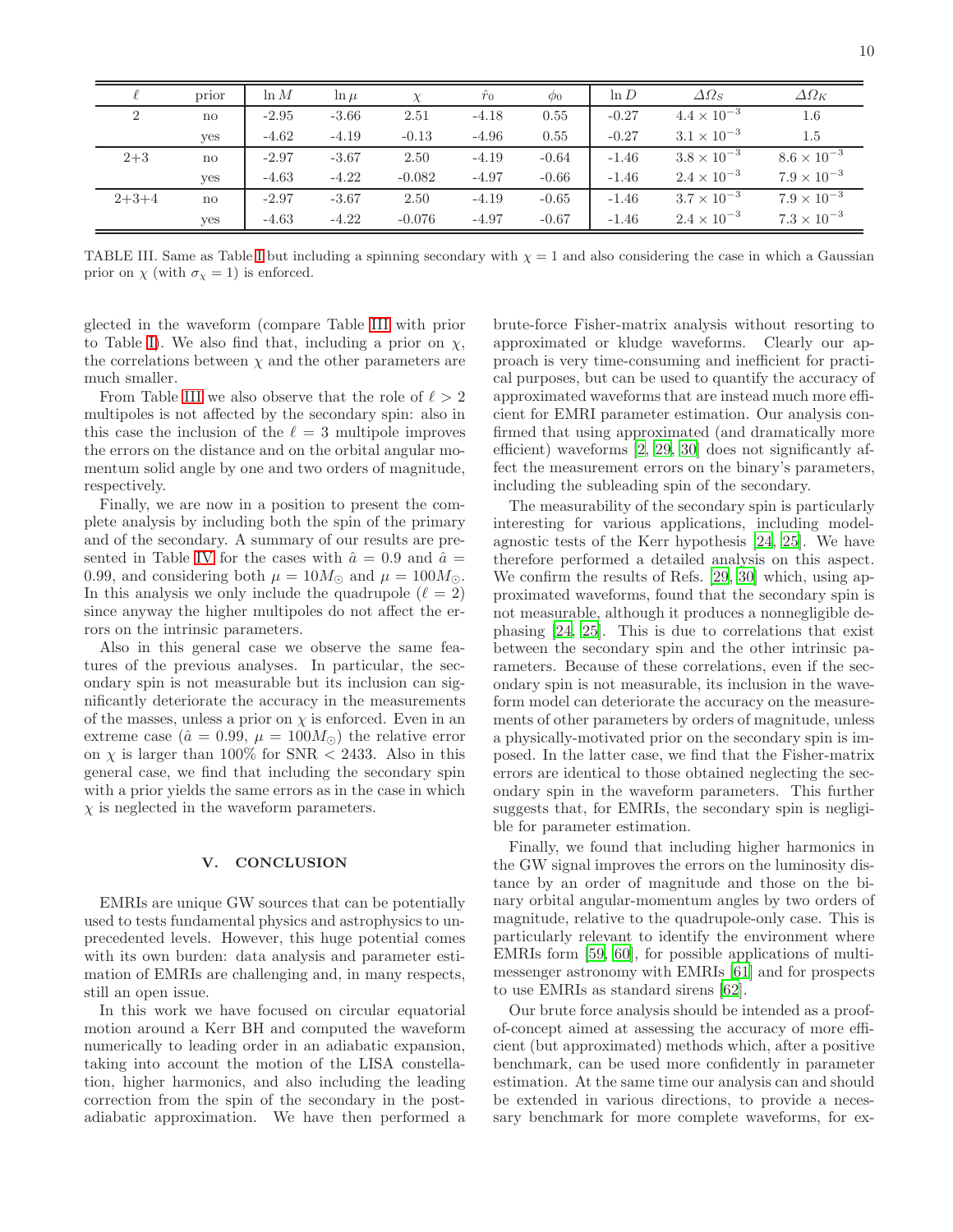| $\ell$ | prior | $\ln M$ | $\ln \mu$ | $\chi$ | $\hat{r}_0$ | $\phi_0$ | $\ln D$ | $\Delta\Omega_S$ | $\Delta\Omega_K$ |
|---|---|---|---|---|---|---|---|---|---|
| 2 | no | -2.95 | -3.66 | 2.51 | -4.18 | 0.55 | -0.27 | $4.4 \times 10^{-3}$ | 1.6 |
| | yes | -4.62 | -4.19 | -0.13 | -4.96 | 0.55 | -0.27 | $3.1 \times 10^{-3}$ | 1.5 |
| 2+3 | no | -2.97 | -3.67 | 2.50 | -4.19 | -0.64 | -1.46 | $3.8 \times 10^{-3}$ | $8.6 \times 10^{-3}$ |
| | yes | -4.63 | -4.22 | -0.082 | -4.97 | -0.66 | -1.46 | $2.4 \times 10^{-3}$ | $7.9 \times 10^{-3}$ |
| 2+3+4 | no | -2.97 | -3.67 | 2.50 | -4.19 | -0.65 | -1.46 | $3.7 \times 10^{-3}$ | $7.9 \times 10^{-3}$ |
| | yes | -4.63 | -4.22 | -0.076 | -4.97 | -0.67 | -1.46 | $2.4 \times 10^{-3}$ | $7.3 \times 10^{-3}$ |

TABLE III. Same as Table I but including a spinning secondary with $\chi = 1$ and also considering the case in which a Gaussian prior on $\chi$ (with $\sigma_\chi = 1$) is enforced.

glected in the waveform (compare Table III with prior to Table I). We also find that, including a prior on $\chi$, the correlations between $\chi$ and the other parameters are much smaller.

From Table III we also observe that the role of $\ell > 2$ multipoles is not affected by the secondary spin: also in this case the inclusion of the $\ell = 3$ multipole improves the errors on the distance and on the orbital angular momentum solid angle by one and two orders of magnitude, respectively.

Finally, we are now in a position to present the complete analysis by including both the spin of the primary and of the secondary. A summary of our results are presented in Table IV for the cases with $\hat{a} = 0.9$ and $\hat{a} = 0.99$, and considering both $\mu = 10 M_\odot$ and $\mu = 100 M_\odot$. In this analysis we only include the quadrupole ($\ell = 2$) since anyway the higher multipoles do not affect the errors on the intrinsic parameters.

Also in this general case we observe the same features of the previous analyses. In particular, the secondary spin is not measurable but its inclusion can significantly deteriorate the accuracy in the measurements of the masses, unless a prior on $\chi$ is enforced. Even in an extreme case ($\hat{a} = 0.99$, $\mu = 100 M_\odot$) the relative error on $\chi$ is larger than 100% for SNR $< 2433$. Also in this general case, we find that including the secondary spin with a prior yields the same errors as in the case in which $\chi$ is neglected in the waveform parameters.

## V. CONCLUSION

EMRIs are unique GW sources that can be potentially used to tests fundamental physics and astrophysics to unprecedented levels. However, this huge potential comes with its own burden: data analysis and parameter estimation of EMRIs are challenging and, in many respects, still an open issue.

In this work we have focused on circular equatorial motion around a Kerr BH and computed the waveform numerically to leading order in an adiabatic expansion, taking into account the motion of the LISA constellation, higher harmonics, and also including the leading correction from the spin of the secondary in the post-adiabatic approximation. We have then performed a brute-force Fisher-matrix analysis without resorting to approximated or kludge waveforms. Clearly our approach is very time-consuming and inefficient for practical purposes, but can be used to quantify the accuracy of approximated waveforms that are instead much more efficient for EMRI parameter estimation. Our analysis confirmed that using approximated (and dramatically more efficient) waveforms [2, 29, 30] does not significantly affect the measurement errors on the binary's parameters, including the subleading spin of the secondary.

The measurability of the secondary spin is particularly interesting for various applications, including model-agnostic tests of the Kerr hypothesis [24, 25]. We have therefore performed a detailed analysis on this aspect. We confirm the results of Refs. [29, 30] which, using approximated waveforms, found that the secondary spin is not measurable, although it produces a nonnegligible dephasing [24, 25]. This is due to correlations that exist between the secondary spin and the other intrinsic parameters. Because of these correlations, even if the secondary spin is not measurable, its inclusion in the waveform model can deteriorate the accuracy on the measurements of other parameters by orders of magnitude, unless a physically-motivated prior on the secondary spin is imposed. In the latter case, we find that the Fisher-matrix errors are identical to those obtained neglecting the secondary spin in the waveform parameters. This further suggests that, for EMRIs, the secondary spin is negligible for parameter estimation.

Finally, we found that including higher harmonics in the GW signal improves the errors on the luminosity distance by an order of magnitude and those on the binary orbital angular-momentum angles by two orders of magnitude, relative to the quadrupole-only case. This is particularly relevant to identify the environment where EMRIs form [59, 60], for possible applications of multimessenger astronomy with EMRIs [61] and for prospects to use EMRIs as standard sirens [62].

Our brute force analysis should be intended as a proof-of-concept aimed at assessing the accuracy of more efficient (but approximated) methods which, after a positive benchmark, can be used more confidently in parameter estimation. At the same time our analysis can and should be extended in various directions, to provide a necessary benchmark for more complete waveforms, for ex-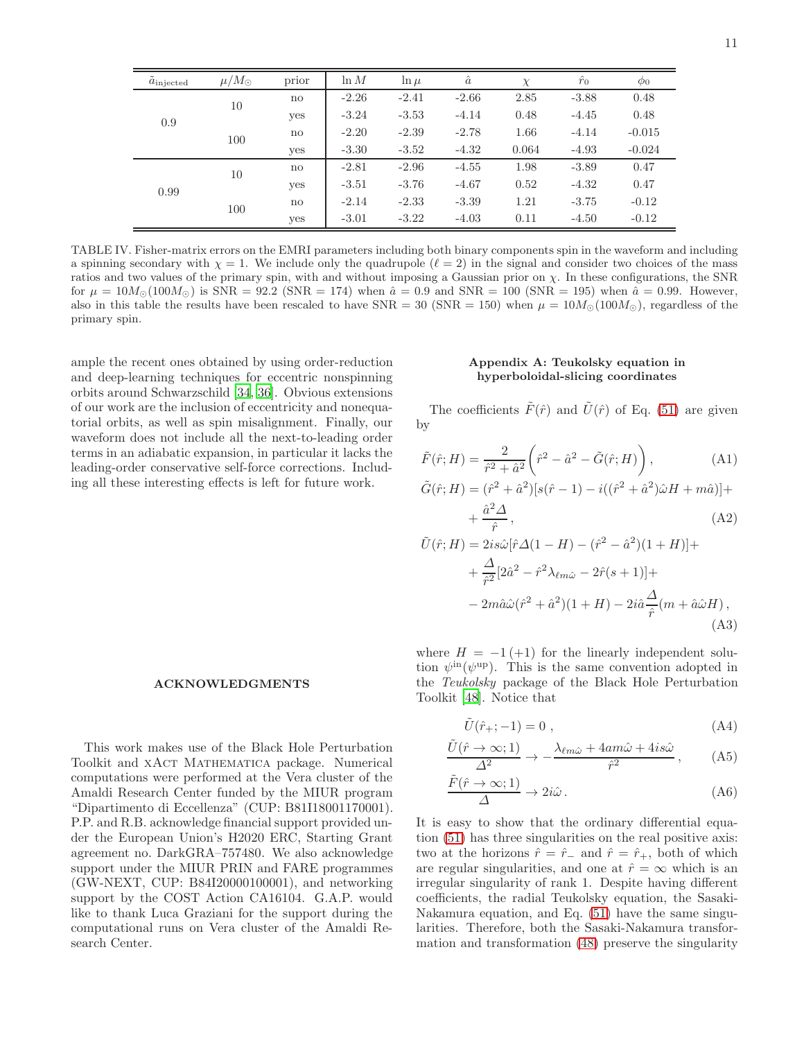| $\tilde{a}_{\rm injected}$ | $\mu/M_\odot$ | prior | $\ln M$ | $\ln \mu$ | $\hat{a}$ | $\chi$ | $\hat{r}_0$ | $\phi_0$ |
|---|---|---|---|---|---|---|---|---|
| 0.9 | 10 | no | -2.26 | -2.41 | -2.66 | 2.85 | -3.88 | 0.48 |
| | | yes | -3.24 | -3.53 | -4.14 | 0.48 | -4.45 | 0.48 |
| | 100 | no | -2.20 | -2.39 | -2.78 | 1.66 | -4.14 | -0.015 |
| | | yes | -3.30 | -3.52 | -4.32 | 0.064 | -4.93 | -0.024 |
| 0.99 | 10 | no | -2.81 | -2.96 | -4.55 | 1.98 | -3.89 | 0.47 |
| | | yes | -3.51 | -3.76 | -4.67 | 0.52 | -4.32 | 0.47 |
| | 100 | no | -2.14 | -2.33 | -3.39 | 1.21 | -3.75 | -0.12 |
| | | yes | -3.01 | -3.22 | -4.03 | 0.11 | -4.50 | -0.12 |

TABLE IV. Fisher-matrix errors on the EMRI parameters including both binary components spin in the waveform and including a spinning secondary with $\chi = 1$. We include only the quadrupole ($\ell = 2$) in the signal and consider two choices of the mass ratios and two values of the primary spin, with and without imposing a Gaussian prior on $\chi$. In these configurations, the SNR for $\mu = 10M_\odot(100M_\odot)$ is SNR = 92.2 (SNR = 174) when $\hat{a} = 0.9$ and SNR = 100 (SNR = 195) when $\hat{a} = 0.99$. However, also in this table the results have been rescaled to have SNR = 30 (SNR = 150) when $\mu = 10M_\odot(100M_\odot)$, regardless of the primary spin.

ample the recent ones obtained by using order-reduction and deep-learning techniques for eccentric nonspinning orbits around Schwarzschild [34, 36]. Obvious extensions of our work are the inclusion of eccentricity and nonequatorial orbits, as well as spin misalignment. Finally, our waveform does not include all the next-to-leading order terms in an adiabatic expansion, in particular it lacks the leading-order conservative self-force corrections. Including all these interesting effects is left for future work.

## ACKNOWLEDGMENTS

This work makes use of the Black Hole Perturbation Toolkit and xAct Mathematica package. Numerical computations were performed at the Vera cluster of the Amaldi Research Center funded by the MIUR program "Dipartimento di Eccellenza" (CUP: B81I18001170001). P.P. and R.B. acknowledge financial support provided under the European Union's H2020 ERC, Starting Grant agreement no. DarkGRA–757480. We also acknowledge support under the MIUR PRIN and FARE programmes (GW-NEXT, CUP: B84I20000100001), and networking support by the COST Action CA16104. G.A.P. would like to thank Luca Graziani for the support during the computational runs on Vera cluster of the Amaldi Research Center.

## Appendix A: Teukolsky equation in hyperboloidal-slicing coordinates

The coefficients $\tilde{F}(\hat{r})$ and $\tilde{U}(\hat{r})$ of Eq. (51) are given by

$$\tilde{F}(\hat{r};H) = \frac{2}{\hat{r}^2+\hat{a}^2}\left(\hat{r}^2 - \hat{a}^2 - \tilde{G}(\hat{r};H)\right), \tag{A1}$$

$$\begin{aligned}\tilde{G}(\hat{r};H) = (\hat{r}^2+\hat{a}^2)[s(\hat{r}-1) - i((\hat{r}^2+\hat{a}^2)\hat{\omega}H + m\hat{a})]+ \\ + \frac{\hat{a}^2\Delta}{\hat{r}},\end{aligned} \tag{A2}$$

$$\begin{aligned}\tilde{U}(\hat{r};H) = {} & 2is\hat{\omega}[\hat{r}\Delta(1-H) - (\hat{r}^2-\hat{a}^2)(1+H)]+ \\ & + \frac{\Delta}{\hat{r}^2}[2\hat{a}^2 - \hat{r}^2\lambda_{\ell m\hat{\omega}} - 2\hat{r}(s+1)]+ \\ & - 2m\hat{a}\hat{\omega}(\hat{r}^2+\hat{a}^2)(1+H) - 2i\hat{a}\frac{\Delta}{\hat{r}}(m+\hat{a}\hat{\omega}H),\end{aligned} \tag{A3}$$

where $H = -1\,(+1)$ for the linearly independent solution $\psi^{\rm in}(\psi^{\rm up})$. This is the same convention adopted in the *Teukolsky* package of the Black Hole Perturbation Toolkit [48]. Notice that

$$\tilde{U}(\hat{r}_+;-1) = 0\ , \tag{A4}$$

$$\frac{\tilde{U}(\hat{r}\to\infty;1)}{\Delta^2} \to -\frac{\lambda_{\ell m\hat{\omega}} + 4am\hat{\omega} + 4is\hat{\omega}}{\hat{r}^2}\,, \tag{A5}$$

$$\frac{\tilde{F}(\hat{r}\to\infty;1)}{\Delta} \to 2i\hat{\omega}\,. \tag{A6}$$

It is easy to show that the ordinary differential equation (51) has three singularities on the real positive axis: two at the horizons $\hat{r} = \hat{r}_-$ and $\hat{r} = \hat{r}_+$, both of which are regular singularities, and one at $\hat{r} = \infty$ which is an irregular singularity of rank 1. Despite having different coefficients, the radial Teukolsky equation, the Sasaki-Nakamura equation, and Eq. (51) have the same singularities. Therefore, both the Sasaki-Nakamura transformation and transformation (48) preserve the singularity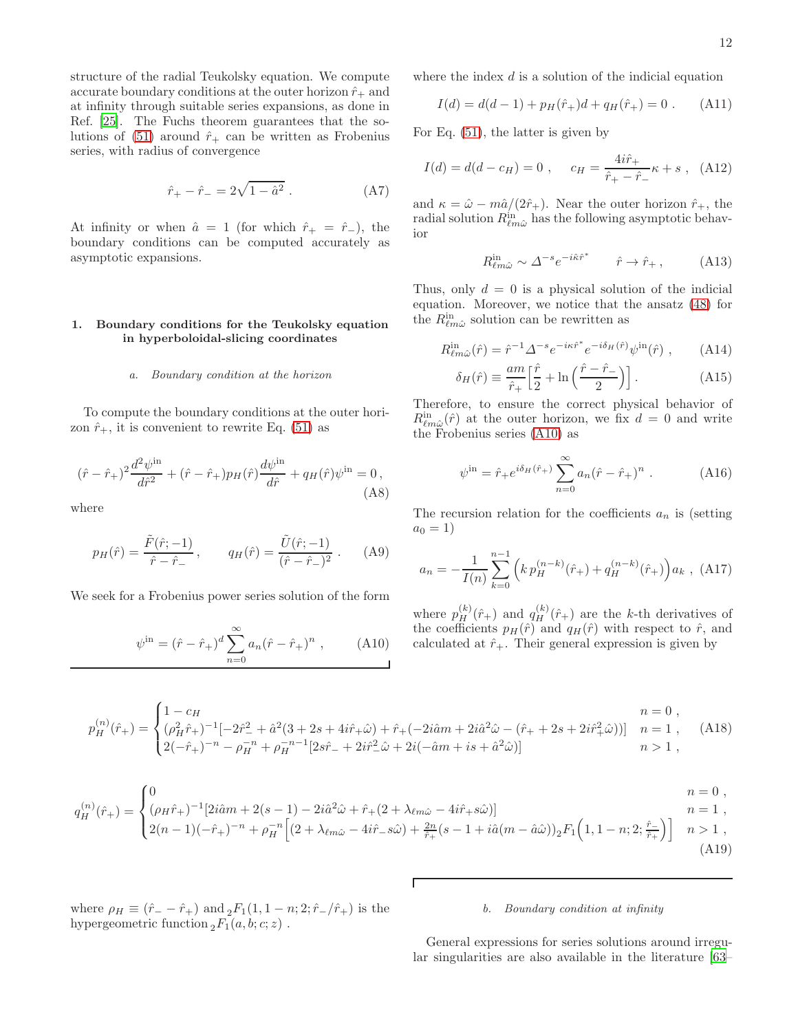structure of the radial Teukolsky equation. We compute accurate boundary conditions at the outer horizon $\hat{r}_+$ and at infinity through suitable series expansions, as done in Ref. [25]. The Fuchs theorem guarantees that the solutions of (51) around $\hat{r}_+$ can be written as Frobenius series, with radius of convergence

$$\hat{r}_+ - \hat{r}_- = 2\sqrt{1-\hat{a}^2} \; . \tag{A7}$$

At infinity or when $\hat{a} = 1$ (for which $\hat{r}_+ = \hat{r}_-$), the boundary conditions can be computed accurately as asymptotic expansions.

### 1. Boundary conditions for the Teukolsky equation in hyperboloidal-slicing coordinates

#### *a. Boundary condition at the horizon*

To compute the boundary conditions at the outer horizon $\hat{r}_+$, it is convenient to rewrite Eq. (51) as

$$(\hat{r}-\hat{r}_+)^2\frac{d^2\psi^{\rm in}}{d\hat{r}^2} + (\hat{r}-\hat{r}_+)p_H(\hat{r})\frac{d\psi^{\rm in}}{d\hat{r}} + q_H(\hat{r})\psi^{\rm in} = 0 \, , \tag{A8}$$

where

$$p_H(\hat{r}) = \frac{\tilde{F}(\hat{r};-1)}{\hat{r}-\hat{r}_-} \, , \qquad q_H(\hat{r}) = \frac{\tilde{U}(\hat{r};-1)}{(\hat{r}-\hat{r}_-)^2} \; . \tag{A9}$$

We seek for a Frobenius power series solution of the form

$$\psi^{\rm in} = (\hat{r}-\hat{r}_+)^d \sum_{n=0}^{\infty} a_n (\hat{r}-\hat{r}_+)^n \; , \tag{A10}$$

where the index $d$ is a solution of the indicial equation

$$I(d) = d(d-1) + p_H(\hat{r}_+)d + q_H(\hat{r}_+) = 0 \; . \tag{A11}$$

For Eq. (51), the latter is given by

$$I(d) = d(d-c_H) = 0 \; , \qquad c_H = \frac{4i\hat{r}_+}{\hat{r}_+ - \hat{r}_-}\kappa + s \; , \tag{A12}$$

and $\kappa = \hat{\omega} - m\hat{a}/(2\hat{r}_+)$. Near the outer horizon $\hat{r}_+$, the radial solution $R^{\rm in}_{\ell m\hat{\omega}}$ has the following asymptotic behavior

$$R^{\rm in}_{\ell m\hat{\omega}} \sim \Delta^{-s} e^{-i\kappa\hat{r}^*} \qquad \hat{r}\to\hat{r}_+ \, , \tag{A13}$$

Thus, only $d=0$ is a physical solution of the indicial equation. Moreover, we notice that the ansatz (48) for the $R^{\rm in}_{\ell m\hat{\omega}}$ solution can be rewritten as

$$R^{\rm in}_{\ell m\hat{\omega}}(\hat{r}) = \hat{r}^{-1}\Delta^{-s}e^{-i\kappa\hat{r}^*}e^{-i\delta_H(\hat{r})}\psi^{\rm in}(\hat{r}) \; , \tag{A14}$$

$$\delta_H(\hat{r}) \equiv \frac{am}{\hat{r}_+}\Big[\frac{\hat{r}}{2} + \ln\Big(\frac{\hat{r}-\hat{r}_-}{2}\Big)\Big] \, . \tag{A15}$$

Therefore, to ensure the correct physical behavior of $R^{\rm in}_{\ell m\hat{\omega}}(\hat{r})$ at the outer horizon, we fix $d=0$ and write the Frobenius series (A10) as

$$\psi^{\rm in} = \hat{r}_+ e^{i\delta_H(\hat{r}_+)} \sum_{n=0}^{\infty} a_n(\hat{r}-\hat{r}_+)^n \; . \tag{A16}$$

The recursion relation for the coefficients $a_n$ is (setting $a_0 = 1$)

$$a_n = -\frac{1}{I(n)}\sum_{k=0}^{n-1}\Big(k\, p_H^{(n-k)}(\hat{r}_+) + q_H^{(n-k)}(\hat{r}_+)\Big)a_k \; , \tag{A17}$$

where $p_H^{(k)}(\hat{r}_+)$ and $q_H^{(k)}(\hat{r}_+)$ are the $k$-th derivatives of the coefficients $p_H(\hat{r})$ and $q_H(\hat{r})$ with respect to $\hat{r}$, and calculated at $\hat{r}_+$. Their general expression is given by

$$p_H^{(n)}(\hat{r}_+) = \begin{cases} 1 - c_H & n=0 \, , \\ (\rho_H^2\hat{r}_+)^{-1}[-2\hat{r}_-^2 + \hat{a}^2(3+2s+4i\hat{r}_+\hat{\omega}) + \hat{r}_+(-2i\hat{a}m + 2i\hat{a}^2\hat{\omega} - (\hat{r}_+ + 2s + 2i\hat{r}_+^2\hat{\omega}))] & n=1 \, , \\ 2(-\hat{r}_+)^{-n} - \rho_H^{-n} + \rho_H^{-n-1}[2s\hat{r}_- + 2i\hat{r}_-^2\hat{\omega} + 2i(-\hat{a}m + is + \hat{a}^2\hat{\omega})] & n>1 \, , \end{cases} \tag{A18}$$

$$q_H^{(n)}(\hat{r}_+) = \begin{cases} 0 & n=0 \, , \\ (\rho_H\hat{r}_+)^{-1}[2i\hat{a}m + 2(s-1) - 2i\hat{a}^2\hat{\omega} + \hat{r}_+(2+\lambda_{\ell m\hat{\omega}} - 4i\hat{r}_+ s\hat{\omega})] & n=1 \, , \\ 2(n-1)(-\hat{r}_+)^{-n} + \rho_H^{-n}\Big[(2+\lambda_{\ell m\hat{\omega}} - 4i\hat{r}_- s\hat{\omega}) + \frac{2n}{\hat{r}_+}(s-1+i\hat{a}(m-\hat{a}\hat{\omega}))\,{}_2F_1\Big(1,1-n;2;\frac{\hat{r}_-}{\hat{r}_+}\Big)\Big] & n>1 \, , \end{cases} \tag{A19}$$

where $\rho_H \equiv (\hat{r}_- - \hat{r}_+)$ and ${}_2F_1(1,1-n;2;\hat{r}_-/\hat{r}_+)$ is the hypergeometric function ${}_2F_1(a,b;c;z)$ .

#### *b. Boundary condition at infinity*

General expressions for series solutions around irregular singularities are also available in the literature [63–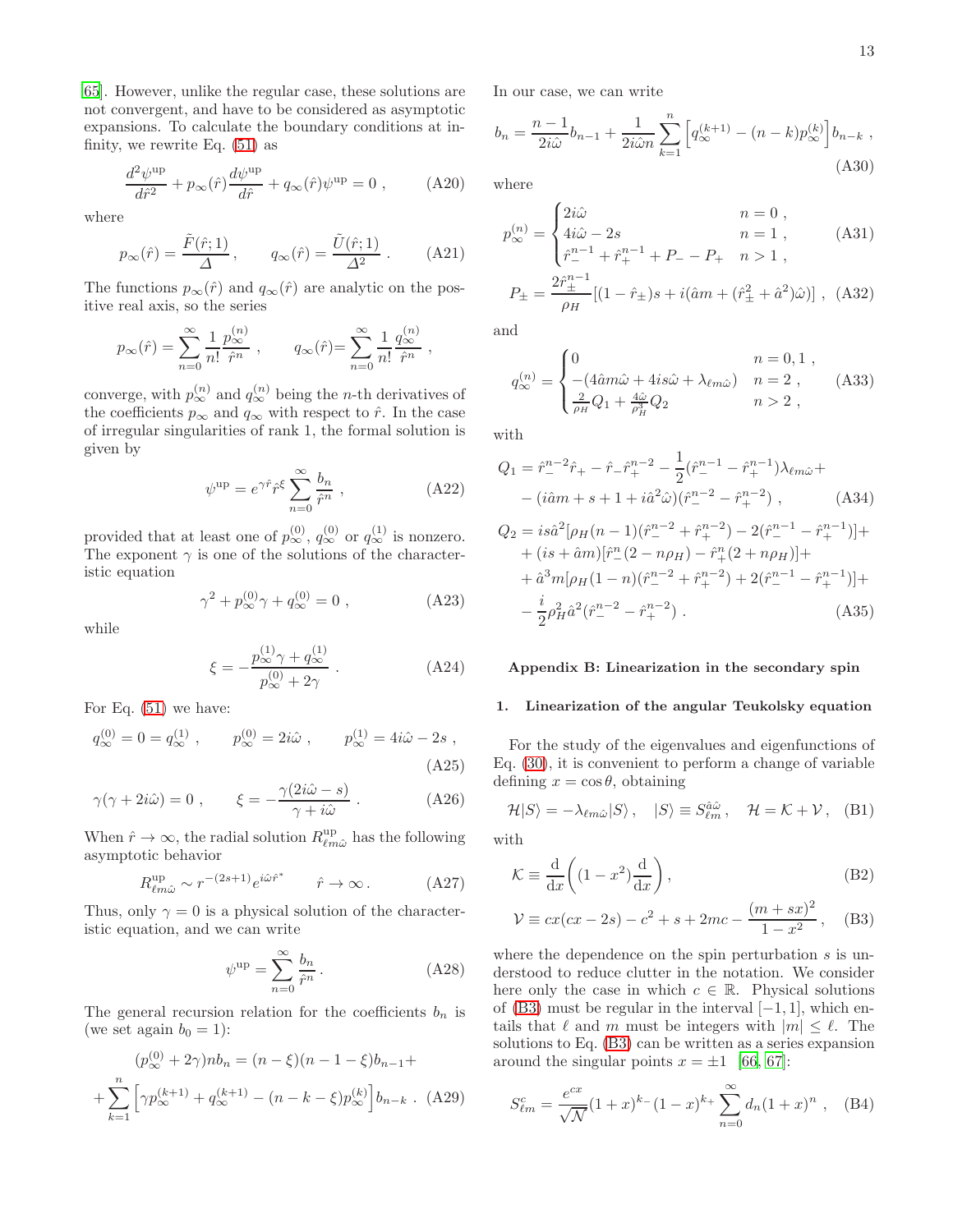[65]. However, unlike the regular case, these solutions are not convergent, and have to be considered as asymptotic expansions. To calculate the boundary conditions at infinity, we rewrite Eq. (51) as

$$\frac{d^2\psi^{\rm up}}{d\hat{r}^2} + p_\infty(\hat{r})\frac{d\psi^{\rm up}}{d\hat{r}} + q_\infty(\hat{r})\psi^{\rm up} = 0 \ , \tag{A20}$$

where

$$p_\infty(\hat{r}) = \frac{\tilde{F}(\hat{r};1)}{\Delta} \ , \qquad q_\infty(\hat{r}) = \frac{\tilde{U}(\hat{r};1)}{\Delta^2} \ . \tag{A21}$$

The functions $p_\infty(\hat{r})$ and $q_\infty(\hat{r})$ are analytic on the positive real axis, so the series

$$p_\infty(\hat{r}) = \sum_{n=0}^{\infty} \frac{1}{n!}\frac{p_\infty^{(n)}}{\hat{r}^n} \ , \qquad q_\infty(\hat{r}) = \sum_{n=0}^{\infty} \frac{1}{n!}\frac{q_\infty^{(n)}}{\hat{r}^n} \ ,$$

converge, with $p_\infty^{(n)}$ and $q_\infty^{(n)}$ being the $n$-th derivatives of the coefficients $p_\infty$ and $q_\infty$ with respect to $\hat{r}$. In the case of irregular singularities of rank 1, the formal solution is given by

$$\psi^{\rm up} = e^{\gamma\hat{r}}\hat{r}^{\xi}\sum_{n=0}^{\infty}\frac{b_n}{\hat{r}^n} \ , \tag{A22}$$

provided that at least one of $p_\infty^{(0)}$, $q_\infty^{(0)}$ or $q_\infty^{(1)}$ is nonzero. The exponent $\gamma$ is one of the solutions of the characteristic equation

$$\gamma^2 + p_\infty^{(0)}\gamma + q_\infty^{(0)} = 0 \ , \tag{A23}$$

while

$$\xi = -\frac{p_\infty^{(1)}\gamma + q_\infty^{(1)}}{p_\infty^{(0)} + 2\gamma} \ . \tag{A24}$$

For Eq. (51) we have:

$$q_\infty^{(0)} = 0 = q_\infty^{(1)} \ , \qquad p_\infty^{(0)} = 2i\hat{\omega} \ , \qquad p_\infty^{(1)} = 4i\hat{\omega} - 2s \ , \tag{A25}$$

$$\gamma(\gamma + 2i\hat{\omega}) = 0 \ , \qquad \xi = -\frac{\gamma(2i\hat{\omega} - s)}{\gamma + i\hat{\omega}} \ . \tag{A26}$$

When $\hat{r}\to\infty$, the radial solution $R^{\rm up}_{\ell m\hat{\omega}}$ has the following asymptotic behavior

$$R^{\rm up}_{\ell m\hat{\omega}} \sim r^{-(2s+1)}e^{i\hat{\omega}\hat{r}^*} \qquad \hat{r}\to\infty \ . \tag{A27}$$

Thus, only $\gamma = 0$ is a physical solution of the characteristic equation, and we can write

$$\psi^{\rm up} = \sum_{n=0}^{\infty}\frac{b_n}{\hat{r}^n} \ . \tag{A28}$$

The general recursion relation for the coefficients $b_n$ is (we set again $b_0 = 1$):

$$(p_\infty^{(0)} + 2\gamma)nb_n = (n-\xi)(n-1-\xi)b_{n-1} + \\ + \sum_{k=1}^{n}\left[\gamma p_\infty^{(k+1)} + q_\infty^{(k+1)} - (n-k-\xi)p_\infty^{(k)}\right]b_{n-k} \ . \tag{A29}$$

In our case, we can write

$$b_n = \frac{n-1}{2i\hat{\omega}}b_{n-1} + \frac{1}{2i\hat{\omega}n}\sum_{k=1}^{n}\left[q_\infty^{(k+1)} - (n-k)p_\infty^{(k)}\right]b_{n-k} \ , \tag{A30}$$

where

$$p_\infty^{(n)} = \begin{cases} 2i\hat{\omega} & n=0 \ , \\ 4i\hat{\omega} - 2s & n=1 \ , \\ \hat{r}_-^{n-1} + \hat{r}_+^{n-1} + P_- - P_+ & n>1 \ , \end{cases} \tag{A31}$$

$$P_\pm = \frac{2\hat{r}_\pm^{n-1}}{\rho_H}\left[(1-\hat{r}_\pm)s + i(\hat{a}m + (\hat{r}_\pm^2 + \hat{a}^2)\hat{\omega})\right] \ , \tag{A32}$$

and

$$q_\infty^{(n)} = \begin{cases} 0 & n=0,1 \ , \\ -(4\hat{a}m\hat{\omega} + 4is\hat{\omega} + \lambda_{\ell m\hat{\omega}}) & n=2 \ , \\ \frac{2}{\rho_H}Q_1 + \frac{4\hat{\omega}}{\rho_H^3}Q_2 & n>2 \ , \end{cases} \tag{A33}$$

with

$$Q_1 = \hat{r}_-^{n-2}\hat{r}_+ - \hat{r}_-\hat{r}_+^{n-2} - \frac{1}{2}(\hat{r}_-^{n-1} - \hat{r}_+^{n-1})\lambda_{\ell m\hat{\omega}} + \\ - (i\hat{a}m + s + 1 + i\hat{a}^2\hat{\omega})(\hat{r}_-^{n-2} - \hat{r}_+^{n-2}) \ , \tag{A34}$$

$$Q_2 = is\hat{a}^2[\rho_H(n-1)(\hat{r}_-^{n-2} + \hat{r}_+^{n-2}) - 2(\hat{r}_-^{n-1} - \hat{r}_+^{n-1})] + \\ + (is + \hat{a}m)[\hat{r}_-^n(2 - n\rho_H) - \hat{r}_+^n(2 + n\rho_H)] + \\ + \hat{a}^3m[\rho_H(1-n)(\hat{r}_-^{n-2} + \hat{r}_+^{n-2}) + 2(\hat{r}_-^{n-1} - \hat{r}_+^{n-1})] + \\ - \frac{i}{2}\rho_H^2\hat{a}^2(\hat{r}_-^{n-2} - \hat{r}_+^{n-2}) \ . \tag{A35}$$

## Appendix B: Linearization in the secondary spin

### 1. Linearization of the angular Teukolsky equation

For the study of the eigenvalues and eigenfunctions of Eq. (30), it is convenient to perform a change of variable defining $x = \cos\theta$, obtaining

$$\mathcal{H}|S\rangle = -\lambda_{\ell m\hat{\omega}}|S\rangle \ , \quad |S\rangle \equiv S^{\hat{a}\hat{\omega}}_{\ell m} \ , \quad \mathcal{H} = \mathcal{K} + \mathcal{V} \ , \tag{B1}$$

with

$$\mathcal{K} \equiv \frac{\rm d}{{\rm d}x}\left((1-x^2)\frac{\rm d}{{\rm d}x}\right) \ , \tag{B2}$$

$$\mathcal{V} \equiv cx(cx - 2s) - c^2 + s + 2mc - \frac{(m+sx)^2}{1-x^2} \ , \tag{B3}$$

where the dependence on the spin perturbation $s$ is understood to reduce clutter in the notation. We consider here only the case in which $c \in \mathbb{R}$. Physical solutions of (B3) must be regular in the interval $[-1,1]$, which entails that $\ell$ and $m$ must be integers with $|m| \leq \ell$. The solutions to Eq. (B3) can be written as a series expansion around the singular points $x = \pm 1$ [66, 67]:

$$S^c_{\ell m} = \frac{e^{cx}}{\sqrt{\mathcal{N}}}(1+x)^{k_-}(1-x)^{k_+}\sum_{n=0}^{\infty}d_n(1+x)^n \ , \tag{B4}$$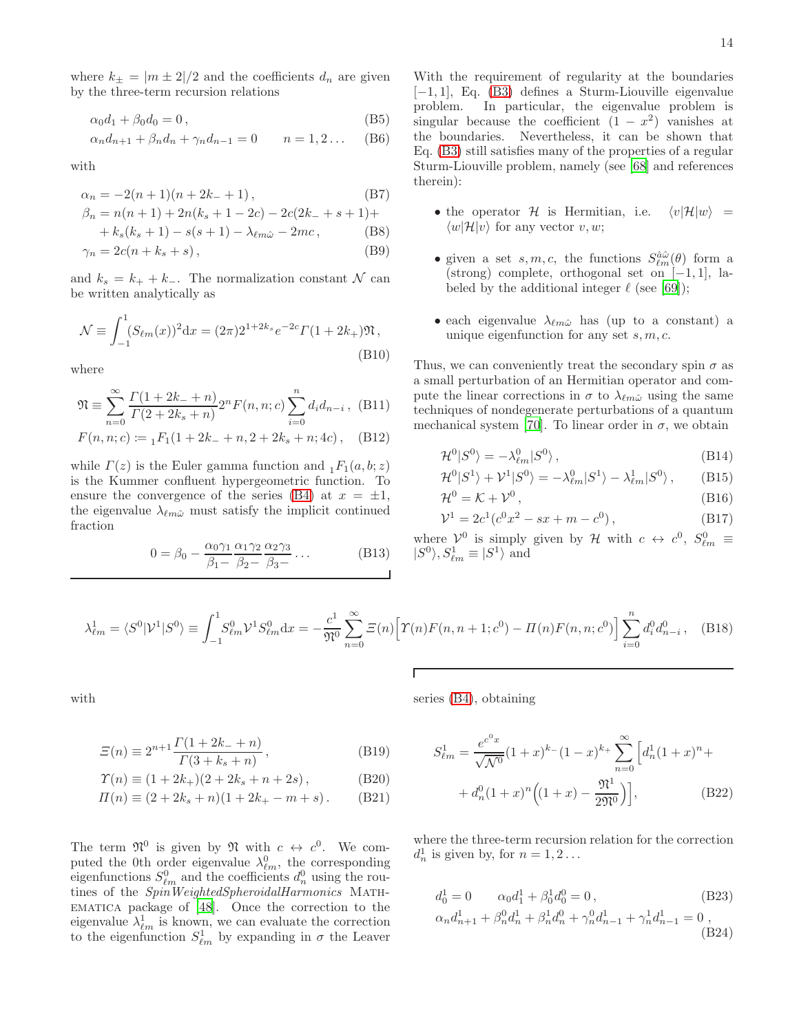where $k_\pm = |m \pm 2|/2$ and the coefficients $d_n$ are given by the three-term recursion relations

$$\alpha_0 d_1 + \beta_0 d_0 = 0\,, \tag{B5}$$

$$\alpha_n d_{n+1} + \beta_n d_n + \gamma_n d_{n-1} = 0 \qquad n = 1, 2\ldots \tag{B6}$$

with

$$\alpha_n = -2(n+1)(n+2k_- + 1)\,, \tag{B7}$$

$$\beta_n = n(n+1) + 2n(k_s + 1 - 2c) - 2c(2k_- + s + 1) + \\ + k_s(k_s+1) - s(s+1) - \lambda_{\ell m\hat{\omega}} - 2mc\,, \tag{B8}$$

$$\gamma_n = 2c(n + k_s + s)\,, \tag{B9}$$

and $k_s = k_+ + k_-$. The normalization constant $\mathcal{N}$ can be written analytically as

$$\mathcal{N} \equiv \int_{-1}^{1} (S_{\ell m}(x))^2 \mathrm{d}x = (2\pi) 2^{1+2k_s} e^{-2c} \Gamma(1+2k_+)\mathfrak{N}\,, \tag{B10}$$

where

$$\mathfrak{N} \equiv \sum_{n=0}^{\infty} \frac{\Gamma(1+2k_- + n)}{\Gamma(2+2k_s+n)} 2^n F(n,n;c) \sum_{i=0}^{n} d_i d_{n-i}\,, \tag{B11}$$

$$F(n,n;c) := {}_1F_1(1+2k_- + n, 2+2k_s+n; 4c)\,, \tag{B12}$$

while $\Gamma(z)$ is the Euler gamma function and ${}_1F_1(a,b;z)$ is the Kummer confluent hypergeometric function. To ensure the convergence of the series (B4) at $x = \pm 1$, the eigenvalue $\lambda_{\ell m\hat{\omega}}$ must satisfy the implicit continued fraction

$$0 = \beta_0 - \frac{\alpha_0\gamma_1}{\beta_1 -} \frac{\alpha_1\gamma_2}{\beta_2 -} \frac{\alpha_2\gamma_3}{\beta_3 -} \ldots \tag{B13}$$

With the requirement of regularity at the boundaries $[-1,1]$, Eq. (B3) defines a Sturm-Liouville eigenvalue problem. In particular, the eigenvalue problem is singular because the coefficient $(1-x^2)$ vanishes at the boundaries. Nevertheless, it can be shown that Eq. (B3) still satisfies many of the properties of a regular Sturm-Liouville problem, namely (see [68] and references therein):

- the operator $\mathcal{H}$ is Hermitian, i.e. $\langle v|\mathcal{H}|w\rangle = \langle w|\mathcal{H}|v\rangle$ for any vector $v, w$;
- given a set $s, m, c$, the functions $S^{\hat{a}\hat{\omega}}_{\ell m}(\theta)$ form a (strong) complete, orthogonal set on $[-1,1]$, labeled by the additional integer $\ell$ (see [69]);
- each eigenvalue $\lambda_{\ell m\hat{\omega}}$ has (up to a constant) a unique eigenfunction for any set $s, m, c$.

Thus, we can conveniently treat the secondary spin $\sigma$ as a small perturbation of an Hermitian operator and compute the linear corrections in $\sigma$ to $\lambda_{\ell m\hat{\omega}}$ using the same techniques of nondegenerate perturbations of a quantum mechanical system [70]. To linear order in $\sigma$, we obtain

$$\mathcal{H}^0|S^0\rangle = -\lambda^0_{\ell m}|S^0\rangle\,, \tag{B14}$$

$$\mathcal{H}^0|S^1\rangle + \mathcal{V}^1|S^0\rangle = -\lambda^0_{\ell m}|S^1\rangle - \lambda^1_{\ell m}|S^0\rangle\,, \tag{B15}$$

$$\mathcal{H}^0 = \mathcal{K} + \mathcal{V}^0\,, \tag{B16}$$

$$\mathcal{V}^1 = 2c^1(c^0x^2 - sx + m - c^0)\,, \tag{B17}$$

where $\mathcal{V}^0$ is simply given by $\mathcal{H}$ with $c \leftrightarrow c^0$, $S^0_{\ell m} \equiv |S^0\rangle, S^1_{\ell m} \equiv |S^1\rangle$ and

$$\lambda^1_{\ell m} = \langle S^0|\mathcal{V}^1|S^0\rangle \equiv \int_{-1}^{1} S^0_{\ell m}\mathcal{V}^1 S^0_{\ell m}\mathrm{d}x = -\frac{c^1}{\mathfrak{N}^0}\sum_{n=0}^{\infty} \Xi(n)\Big[\Upsilon(n)F(n,n+1;c^0) - \Pi(n)F(n,n;c^0)\Big]\sum_{i=0}^{n} d^0_i d^0_{n-i}\,, \tag{B18}$$

with

$$\Xi(n) \equiv 2^{n+1}\frac{\Gamma(1+2k_- + n)}{\Gamma(3+k_s+n)}\,, \tag{B19}$$

$$\Upsilon(n) \equiv (1+2k_+)(2+2k_s+n+2s)\,, \tag{B20}$$

$$\Pi(n) \equiv (2+2k_s+n)(1+2k_+ - m + s)\,. \tag{B21}$$

The term $\mathfrak{N}^0$ is given by $\mathfrak{N}$ with $c \leftrightarrow c^0$. We computed the 0th order eigenvalue $\lambda^0_{\ell m}$, the corresponding eigenfunctions $S^0_{\ell m}$ and the coefficients $d^0_n$ using the routines of the *SpinWeightedSpheroidalHarmonics* Mathematica package of [48]. Once the correction to the eigenvalue $\lambda^1_{\ell m}$ is known, we can evaluate the correction to the eigenfunction $S^1_{\ell m}$ by expanding in $\sigma$ the Leaver series (B4), obtaining

$$S^1_{\ell m} = \frac{e^{c^0 x}}{\sqrt{\mathcal{N}^0}}(1+x)^{k_-}(1-x)^{k_+}\sum_{n=0}^{\infty}\Big[d^1_n(1+x)^n + \\ + d^0_n(1+x)^n\Big((1+x) - \frac{\mathfrak{N}^1}{2\mathfrak{N}^0}\Big)\Big], \tag{B22}$$

where the three-term recursion relation for the correction $d^1_n$ is given by, for $n = 1, 2\ldots$

$$d^1_0 = 0 \qquad \alpha_0 d^1_1 + \beta^1_0 d^0_0 = 0\,, \tag{B23}$$

$$\alpha_n d^1_{n+1} + \beta^0_n d^1_n + \beta^1_n d^0_n + \gamma^0_n d^1_{n-1} + \gamma^1_n d^1_{n-1} = 0\,, \tag{B24}$$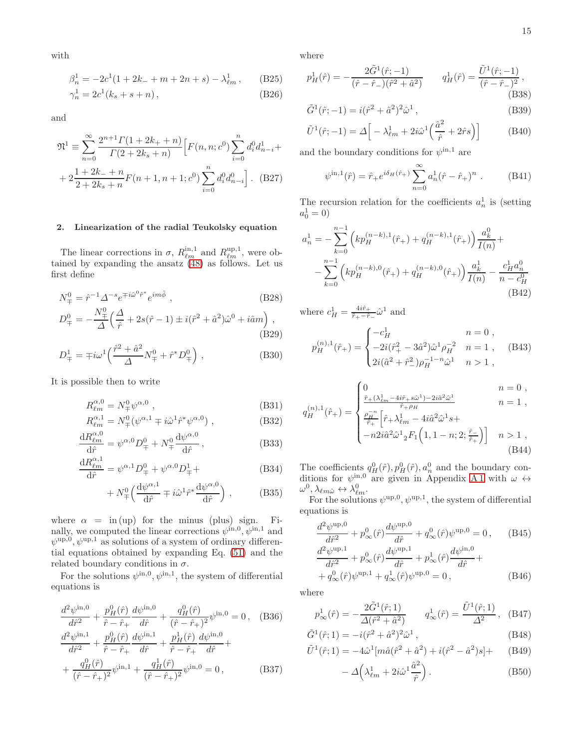with

$$\beta_n^1 = -2c^1(1+2k_- + m + 2n + s) - \lambda^1_{\ell m}\,, \qquad \text{(B25)}$$

$$\gamma_n^1 = 2c^1(k_s + s + n)\,, \qquad \text{(B26)}$$

and

$$\mathfrak{N}^1 \equiv \sum_{n=0}^{\infty} \frac{2^{n+1}\Gamma(1+2k_+ + n)}{\Gamma(2+2k_s+n)}\Big[F(n,n;c^0)\sum_{i=0}^{n} d_i^0 d_{n-i}^1 + 2\frac{1+2k_-+n}{2+2k_s+n}F(n+1,n+1;c^0)\sum_{i=0}^{n} d_i^0 d_{n-i}^0\Big]. \qquad \text{(B27)}$$

### 2. Linearization of the radial Teukolsky equation

The linear corrections in $\sigma$, $R^{\rm in,1}_{\ell m}$ and $R^{\rm up,1}_{\ell m}$, were obtained by expanding the ansatz (48) as follows. Let us first define

$$N^0_{\mp} = \hat{r}^{-1}\Delta^{-s} e^{\mp i\hat{\omega}^0 \hat{r}^*} e^{im\tilde{\phi}}\ , \qquad \text{(B28)}$$

$$D^0_{\mp} = -\frac{N^0_{\mp}}{\Delta}\Big(\frac{\Delta}{\hat{r}} + 2s(\hat{r}-1) \pm i(\hat{r}^2+\hat{a}^2)\hat{\omega}^0 + i\hat{a}m\Big)\ , \qquad \text{(B29)}$$

$$D^1_{\mp} = \mp i\omega^1\Big(\frac{\hat{r}^2+\hat{a}^2}{\Delta}N^0_{\mp} + \hat{r}^* D^0_{\mp}\Big)\ , \qquad \text{(B30)}$$

It is possible then to write

$$R^{\alpha,0}_{\ell m} = N^0_{\mp}\psi^{\alpha,0}\ , \qquad \text{(B31)}$$

$$R^{\alpha,1}_{\ell m} = N^0_{\mp}(\psi^{\alpha,1} \mp i\hat{\omega}^1\hat{r}^*\psi^{\alpha,0})\ , \qquad \text{(B32)}$$

$$\frac{{\rm d}R^{\alpha,0}_{\ell m}}{{\rm d}\hat{r}} = \psi^{\alpha,0}D^0_{\mp} + N^0_{\mp}\frac{{\rm d}\psi^{\alpha,0}}{{\rm d}\hat{r}}\,, \qquad \text{(B33)}$$

$$\frac{{\rm d}R^{\alpha,1}_{\ell m}}{{\rm d}\hat{r}} = \psi^{\alpha,1}D^0_{\mp} + \psi^{\alpha,0}D^1_{\mp} + N^0_{\mp}\Big(\frac{{\rm d}\psi^{\alpha,1}}{{\rm d}\hat{r}} \mp i\hat{\omega}^1\hat{r}^*\frac{{\rm d}\psi^{\alpha,0}}{{\rm d}\hat{r}}\Big)\ , \qquad \text{(B34–B35)}$$

where $\alpha$ = in (up) for the minus (plus) sign. Finally, we computed the linear corrections $\psi^{\rm in,0}, \psi^{\rm in,1}$ and $\psi^{\rm up,0}, \psi^{\rm up,1}$ as solutions of a system of ordinary differential equations obtained by expanding Eq. (51) and the related boundary conditions in $\sigma$.

For the solutions $\psi^{\rm in,0}, \psi^{\rm in,1}$, the system of differential equations is

$$\frac{d^2\psi^{\rm in,0}}{d\hat{r}^2} + \frac{p^0_H(\hat{r})}{\hat{r}-\hat{r}_+}\frac{d\psi^{\rm in,0}}{d\hat{r}} + \frac{q^0_H(\hat{r})}{(\hat{r}-\hat{r}_+)^2}\psi^{\rm in,0} = 0\,, \qquad \text{(B36)}$$

$$\frac{d^2\psi^{\rm in,1}}{d\hat{r}^2} + \frac{p^0_H(\hat{r})}{\hat{r}-\hat{r}_+}\frac{d\psi^{\rm in,1}}{d\hat{r}} + \frac{p^1_H(\hat{r})}{\hat{r}-\hat{r}_+}\frac{d\psi^{\rm in,0}}{d\hat{r}} + \frac{q^0_H(\hat{r})}{(\hat{r}-\hat{r}_+)^2}\psi^{\rm in,1} + \frac{q^1_H(\hat{r})}{(\hat{r}-\hat{r}_+)^2}\psi^{\rm in,0} = 0\,, \qquad \text{(B37)}$$

where

$$p^1_H(\hat{r}) = -\frac{2\tilde{G}^1(\hat{r};-1)}{(\hat{r}-\hat{r}_-)(\hat{r}^2+\hat{a}^2)} \qquad q^1_H(\hat{r}) = \frac{\tilde{U}^1(\hat{r};-1)}{(\hat{r}-\hat{r}_-)^2}\,, \qquad \text{(B38)}$$

$$\tilde{G}^1(\hat{r};-1) = i(\hat{r}^2+\hat{a}^2)^2\hat{\omega}^1\,, \qquad \text{(B39)}$$

$$\tilde{U}^1(\hat{r};-1) = \Delta\Big[-\lambda^1_{\ell m} + 2i\hat{\omega}^1\Big(\frac{\hat{a}^2}{\hat{r}} + 2\hat{r}s\Big)\Big] \qquad \text{(B40)}$$

and the boundary conditions for $\psi^{\rm in,1}$ are

$$\psi^{\rm in,1}(\hat{r}) = \hat{r}_+ e^{i\delta_H(\hat{r}_+)}\sum_{n=0}^{\infty} a^1_n(\hat{r}-\hat{r}_+)^n\ . \qquad \text{(B41)}$$

The recursion relation for the coefficients $a^1_n$ is (setting $a^1_0 = 0$)

$$a^1_n = -\sum_{k=0}^{n-1}\Big(kp_H^{(n-k),1}(\hat{r}_+) + q_H^{(n-k),1}(\hat{r}_+)\Big)\frac{a^0_k}{I(n)} - \sum_{k=0}^{n-1}\Big(kp_H^{(n-k),0}(\hat{r}_+) + q_H^{(n-k),0}(\hat{r}_+)\Big)\frac{a^1_k}{I(n)} - \frac{c^1_H a^0_n}{n-c^0_H} \qquad \text{(B42)}$$

where $c^1_H = \frac{4i\hat{r}_+}{\hat{r}_+-\hat{r}_-}\hat{\omega}^1$ and

$$p_H^{(n),1}(\hat{r}_+) = \begin{cases} -c^1_H & n=0\,, \\ -2i(\hat{r}_+^2 - 3\hat{a}^2)\hat{\omega}^1\rho_H^{-2} & n=1\,, \\ 2i(\hat{a}^2+\hat{r}_-^2)\rho_H^{-1-n}\hat{\omega}^1 & n>1\,, \end{cases} \qquad \text{(B43)}$$

$$q_H^{(n),1}(\hat{r}_+) = \begin{cases} 0 & n=0\,, \\ \frac{\hat{r}_+(\lambda^1_{\ell m} - 4i\hat{r}_+ s\hat{\omega}^1) - 2i\hat{a}^2\hat{\omega}^1}{\hat{r}_+\rho_H} & n=1\,, \\ \frac{\rho_H^{-n}}{\hat{r}_+}\Big[\hat{r}_+\lambda^1_{\ell m} - 4i\hat{a}^2\hat{\omega}^1 s + -n2i\hat{a}^2\hat{\omega}^1\,{}_2F_1\Big(1,1-n;2;\frac{\hat{r}_-}{\hat{r}_+}\Big)\Big] & n>1\,, \end{cases} \qquad \text{(B44)}$$

The coefficients $q^0_H(\hat{r}), p^0_H(\hat{r}), a^0_n$ and the boundary conditions for $\psi^{\rm in,0}$ are given in Appendix A 1 with $\omega \leftrightarrow \omega^0, \lambda_{\ell m\hat{\omega}} \leftrightarrow \lambda^0_{\ell m}$.

For the solutions $\psi^{\rm up,0}, \psi^{\rm up,1}$, the system of differential equations is

$$\frac{d^2\psi^{\rm up,0}}{d\hat{r}^2} + p^0_\infty(\hat{r})\frac{d\psi^{\rm up,0}}{d\hat{r}} + q^0_\infty(\hat{r})\psi^{\rm up,0} = 0\,, \qquad \text{(B45)}$$

$$\frac{d^2\psi^{\rm up,1}}{d\hat{r}^2} + p^0_\infty(\hat{r})\frac{d\psi^{\rm up,1}}{d\hat{r}} + p^1_\infty(\hat{r})\frac{d\psi^{\rm in,0}}{d\hat{r}} + q^0_\infty(\hat{r})\psi^{\rm up,1} + q^1_\infty(\hat{r})\psi^{\rm up,0} = 0\,, \qquad \text{(B46)}$$

where

$$p^1_\infty(\hat{r}) = -\frac{2\tilde{G}^1(\hat{r};1)}{\Delta(\hat{r}^2+\hat{a}^2)} \qquad q^1_\infty(\hat{r}) = \frac{\tilde{U}^1(\hat{r};1)}{\Delta^2}\,, \qquad \text{(B47)}$$

$$\tilde{G}^1(\hat{r};1) = -i(\hat{r}^2+\hat{a}^2)^2\hat{\omega}^1\,, \qquad \text{(B48)}$$

$$\tilde{U}^1(\hat{r};1) = -4\hat{\omega}^1[m\hat{a}(\hat{r}^2+\hat{a}^2) + i(\hat{r}^2-\hat{a}^2)s] - \Delta\Big(\lambda^1_{\ell m} + 2i\hat{\omega}^1\frac{\hat{a}^2}{\hat{r}}\Big)\,. \qquad \text{(B49–B50)}$$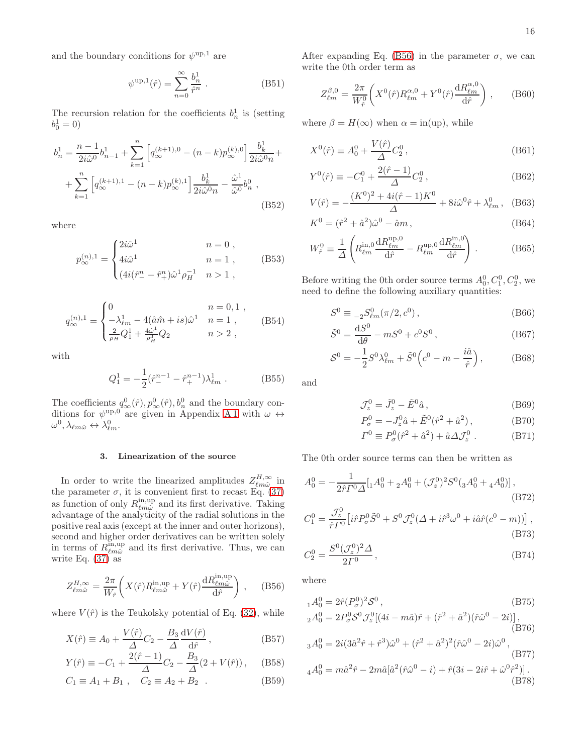and the boundary conditions for $\psi^{\rm up,1}$ are

$$\psi^{\rm up,1}(\hat r) = \sum_{n=0}^{\infty} \frac{b_n^1}{\hat r^n} \, . \tag{B51}$$

The recursion relation for the coefficients $b_n^1$ is (setting $b_0^1 = 0$)

$$\begin{aligned} b_n^1 = &\frac{n-1}{2i\hat\omega^0} b_{n-1}^1 + \sum_{k=1}^{n} \left[ q_\infty^{(k+1),0} - (n-k) p_\infty^{(k),0} \right] \frac{b_k^1}{2i\hat\omega^0 n} + \\ &+ \sum_{k=1}^{n} \left[ q_\infty^{(k+1),1} - (n-k) p_\infty^{(k),1} \right] \frac{b_k^1}{2i\hat\omega^0 n} - \frac{\hat\omega^1}{\hat\omega^0} b_n^0 \, , \end{aligned} \tag{B52}$$

where

$$p_\infty^{(n),1} = \begin{cases} 2i\hat\omega^1 & n = 0 \, , \\ 4i\hat\omega^1 & n = 1 \, , \\ (4i(\hat r_-^n - \hat r_+^n)\hat\omega^1 \rho_H^{-1} & n > 1 \, , \end{cases} \tag{B53}$$

$$q_\infty^{(n),1} = \begin{cases} 0 & n = 0, 1 \, , \\ -\lambda_{\ell m}^1 - 4(\hat a \hat m + is)\hat\omega^1 & n = 1 \, , \\ \frac{2}{\rho_H} Q_1^1 + \frac{4\hat\omega^1}{\rho_H^3} Q_2 & n > 2 \, , \end{cases} \tag{B54}$$

with

$$Q_1^1 = -\frac{1}{2}(\hat r_-^{n-1} - \hat r_+^{n-1})\lambda_{\ell m}^1 \, . \tag{B55}$$

The coefficients $q_\infty^0(\hat r), p_\infty^0(\hat r), b_n^0$ and the boundary conditions for $\psi^{\rm up,0}$ are given in Appendix A 1 with $\omega \leftrightarrow \omega^0, \lambda_{\ell m\hat\omega} \leftrightarrow \lambda_{\ell m}^0$.

### 3. Linearization of the source

In order to write the linearized amplitudes $Z_{\ell m\hat\omega}^{H,\infty}$ in the parameter $\sigma$, it is convenient first to recast Eq. (37) as function of only $R_{\ell m\hat\omega}^{\rm in,up}$ and its first derivative. Taking advantage of the analyticity of the radial solutions in the positive real axis (except at the inner and outer horizons), second and higher order derivatives can be written solely in terms of $R_{\ell m\hat\omega}^{\rm in,up}$ and its first derivative. Thus, we can write Eq. (37) as

$$Z_{\ell m\hat\omega}^{H,\infty} = \frac{2\pi}{W_{\hat r}} \left( X(\hat r) R_{\ell m\hat\omega}^{\rm in,up} + Y(\hat r) \frac{{\rm d}R_{\ell m\hat\omega}^{\rm in,up}}{{\rm d}\hat r} \right) \, , \tag{B56}$$

where $V(\hat r)$ is the Teukolsky potential of Eq. (32), while

$$X(\hat r) \equiv A_0 + \frac{V(\hat r)}{\Delta} C_2 - \frac{B_3}{\Delta}\frac{{\rm d}V(\hat r)}{{\rm d}\hat r} \, , \tag{B57}$$

$$Y(\hat r) \equiv -C_1 + \frac{2(\hat r - 1)}{\Delta} C_2 - \frac{B_3}{\Delta}(2 + V(\hat r)) \, , \tag{B58}$$

$$C_1 \equiv A_1 + B_1 \, , \quad C_2 \equiv A_2 + B_2 \, . \tag{B59}$$

After expanding Eq. (B56) in the parameter $\sigma$, we can write the 0th order term as

$$Z_{\ell m}^{\beta,0} = \frac{2\pi}{W_{\hat r}^0} \left( X^0(\hat r) R_{\ell m}^{\alpha,0} + Y^0(\hat r) \frac{{\rm d}R_{\ell m}^{\alpha,0}}{{\rm d}\hat r} \right) \, , \tag{B60}$$

where $\beta = H(\infty)$ when $\alpha = {\rm in(up)}$, while

$$X^0(\hat r) \equiv A_0^0 + \frac{V(\hat r)}{\Delta} C_2^0 \, , \tag{B61}$$

$$Y^0(\hat r) \equiv -C_1^0 + \frac{2(\hat r - 1)}{\Delta} C_2^0 \, , \tag{B62}$$

$$V(\hat r) = -\frac{(K^0)^2 + 4i(\hat r - 1)K^0}{\Delta} + 8i\hat\omega^0 \hat r + \lambda_{\ell m}^0 \, , \tag{B63}$$

$$K^0 = (\hat r^2 + \hat a^2)\hat\omega^0 - \hat a m \, , \tag{B64}$$

$$W_{\hat r}^0 \equiv \frac{1}{\Delta} \left( R_{\ell m}^{\rm in,0} \frac{{\rm d}R_{\ell m}^{\rm up,0}}{{\rm d}\hat r} - R_{\ell m}^{\rm up,0} \frac{{\rm d}R_{\ell m}^{\rm in,0}}{{\rm d}\hat r} \right) \, . \tag{B65}$$

Before writing the 0th order source terms $A_0^0, C_1^0, C_2^0$, we need to define the following auxiliary quantities:

$$S^0 \equiv {}_{-2}S_{\ell m}^0(\pi/2, c^0) \, , \tag{B66}$$

$$\tilde S^0 = \frac{{\rm d}S^0}{{\rm d}\theta} - m S^0 + c^0 S^0 \, , \tag{B67}$$

$$\mathcal{S}^0 = -\frac{1}{2} S^0 \lambda_{\ell m}^0 + \tilde S^0 \Big( c^0 - m - \frac{i\hat a}{\hat r} \Big) \, , \tag{B68}$$

and

$$\mathcal{J}_z^0 = \tilde J_z^0 - \tilde E^0 \hat a \, , \tag{B69}$$

$$P_\sigma^0 = -J_z^0 \hat a + \tilde E^0 (\hat r^2 + \hat a^2) \, , \tag{B70}$$

$$\Gamma^0 \equiv P_\sigma^0 (\hat r^2 + \hat a^2) + \hat a \Delta \mathcal{J}_z^0 \, . \tag{B71}$$

The 0th order source terms can then be written as

$$A_0^0 = -\frac{1}{2\hat r \Gamma^0 \Delta} [{}_1A_0^0 + {}_2A_0^0 + (\mathcal{J}_z^0)^2 S^0 ({}_3A_0^0 + {}_4A_0^0)] \, , \tag{B72}$$

$$C_1^0 = \frac{\mathcal{J}_z^0}{\hat r \Gamma^0} \big[ i\hat r P_\sigma^0 \tilde S^0 + S^0 \mathcal{J}_z^0 (\Delta + i\hat r^3 \omega^0 + i\hat a \hat r (c^0 - m)) \big] \, , \tag{B73}$$

$$C_2^0 = \frac{S^0 (\mathcal{J}_z^0)^2 \Delta}{2\Gamma^0} \, , \tag{B74}$$

where

$${}_1A_0^0 = 2\hat r (P_\sigma^0)^2 \mathcal{S}^0 \, , \tag{B75}$$

$${}_2A_0^0 = 2P_\sigma^0 \mathcal{S}^0 \mathcal{J}_z^0 [(4i - m\hat a)\hat r + (\hat r^2 + \hat a^2)(\hat r \hat\omega^0 - 2i)] \, , \tag{B76}$$

$${}_3A_0^0 = 2i(3\hat a^2 \hat r + \hat r^3)\hat\omega^0 + (\hat r^2 + \hat a^2)^2 (\hat r \hat\omega^0 - 2i)\hat\omega^0 \, , \tag{B77}$$

$${}_4A_0^0 = m\hat a^2 \hat r - 2m\hat a[\hat a^2(\hat r \hat\omega^0 - i) + \hat r(3i - 2i\hat r + \hat\omega^0 \hat r^2)] \, . \tag{B78}$$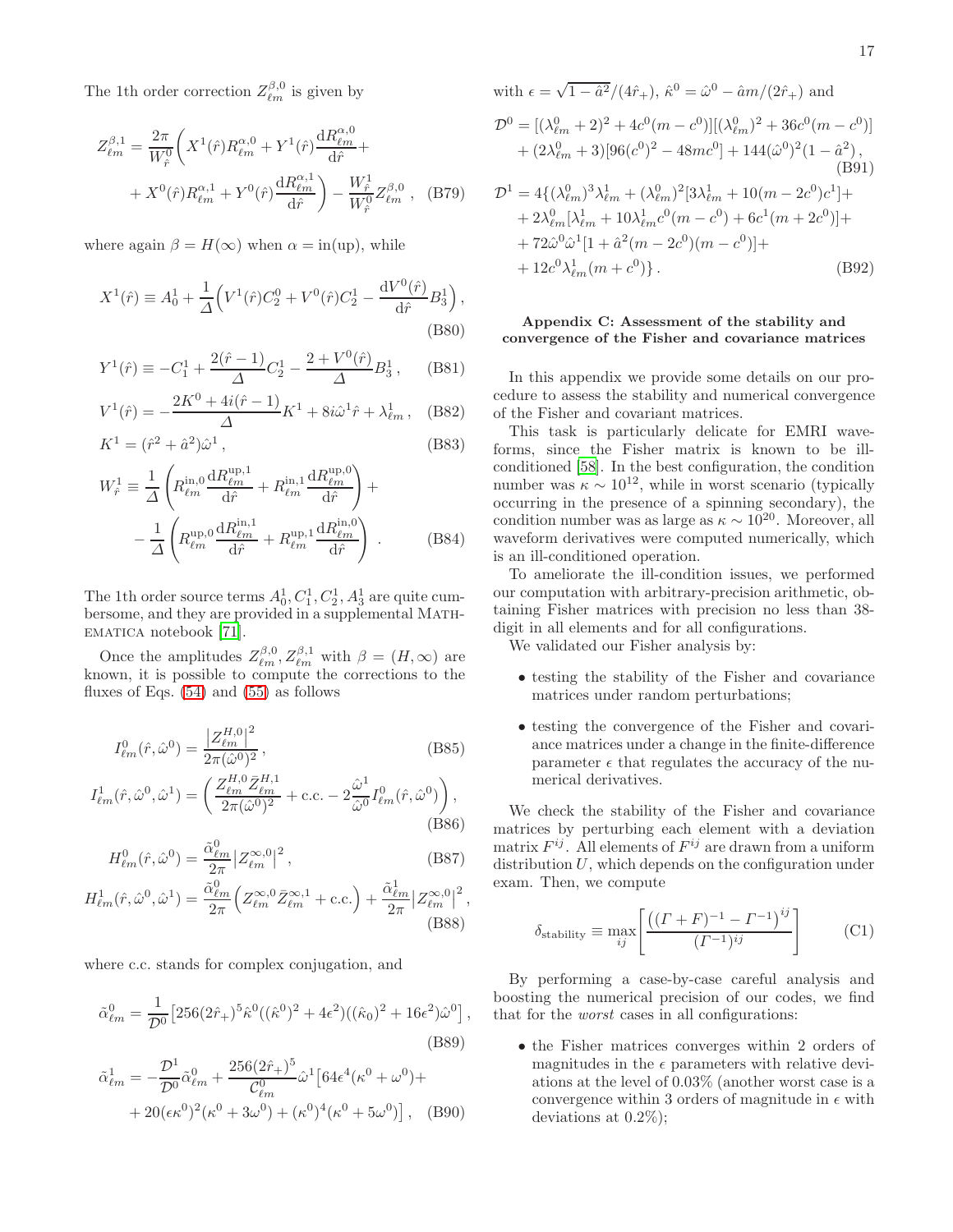The 1th order correction $Z^{\beta,0}_{\ell m}$ is given by

$$Z^{\beta,1}_{\ell m} = \frac{2\pi}{W^0_{\hat{r}}}\left(X^1(\hat{r})R^{\alpha,0}_{\ell m} + Y^1(\hat{r})\frac{\mathrm{d}R^{\alpha,0}_{\ell m}}{\mathrm{d}\hat{r}} + \right.$$
$$\left. + X^0(\hat{r})R^{\alpha,1}_{\ell m} + Y^0(\hat{r})\frac{\mathrm{d}R^{\alpha,1}_{\ell m}}{\mathrm{d}\hat{r}}\right) - \frac{W^1_{\hat{r}}}{W^0_{\hat{r}}}Z^{\beta,0}_{\ell m}\ , \quad \text{(B79)}$$

where again $\beta = H(\infty)$ when $\alpha = \text{in(up)}$, while

$$X^1(\hat{r}) \equiv A^1_0 + \frac{1}{\Delta}\Big(V^1(\hat{r})C^0_2 + V^0(\hat{r})C^1_2 - \frac{\mathrm{d}V^0(\hat{r})}{\mathrm{d}\hat{r}}B^1_3\Big)\,, \quad \text{(B80)}$$

$$Y^1(\hat{r}) \equiv -C^1_1 + \frac{2(\hat{r}-1)}{\Delta}C^1_2 - \frac{2+V^0(\hat{r})}{\Delta}B^1_3\,, \quad \text{(B81)}$$

$$V^1(\hat{r}) = -\frac{2K^0 + 4i(\hat{r}-1)}{\Delta}K^1 + 8i\hat{\omega}^1\hat{r} + \lambda^1_{\ell m}\,, \quad \text{(B82)}$$

$$K^1 = (\hat{r}^2 + \hat{a}^2)\hat{\omega}^1\,, \quad \text{(B83)}$$

$$W^1_{\hat{r}} \equiv \frac{1}{\Delta}\left(R^{\text{in},0}_{\ell m}\frac{\mathrm{d}R^{\text{up},1}_{\ell m}}{\mathrm{d}\hat{r}} + R^{\text{in},1}_{\ell m}\frac{\mathrm{d}R^{\text{up},0}_{\ell m}}{\mathrm{d}\hat{r}}\right) +$$
$$-\frac{1}{\Delta}\left(R^{\text{up},0}_{\ell m}\frac{\mathrm{d}R^{\text{in},1}_{\ell m}}{\mathrm{d}\hat{r}} + R^{\text{up},1}_{\ell m}\frac{\mathrm{d}R^{\text{in},0}_{\ell m}}{\mathrm{d}\hat{r}}\right)\,. \quad \text{(B84)}$$

The 1th order source terms $A^1_0, C^1_1, C^1_2, A^1_3$ are quite cumbersome, and they are provided in a supplemental Mathematica notebook [71].

Once the amplitudes $Z^{\beta,0}_{\ell m}, Z^{\beta,1}_{\ell m}$ with $\beta = (H,\infty)$ are known, it is possible to compute the corrections to the fluxes of Eqs. (54) and (55) as follows

$$I^0_{\ell m}(\hat{r},\hat{\omega}^0) = \frac{\left|Z^{H,0}_{\ell m}\right|^2}{2\pi(\hat{\omega}^0)^2}\,, \quad \text{(B85)}$$

$$I^1_{\ell m}(\hat{r},\hat{\omega}^0,\hat{\omega}^1) = \left(\frac{Z^{H,0}_{\ell m}\bar{Z}^{H,1}_{\ell m}}{2\pi(\hat{\omega}^0)^2} + \text{c.c.} - 2\frac{\hat{\omega}^1}{\hat{\omega}^0}I^0_{\ell m}(\hat{r},\hat{\omega}^0)\right)\,, \quad \text{(B86)}$$

$$H^0_{\ell m}(\hat{r},\hat{\omega}^0) = \frac{\tilde{\alpha}^0_{\ell m}}{2\pi}\left|Z^{\infty,0}_{\ell m}\right|^2\,, \quad \text{(B87)}$$

$$H^1_{\ell m}(\hat{r},\hat{\omega}^0,\hat{\omega}^1) = \frac{\tilde{\alpha}^0_{\ell m}}{2\pi}\Big(Z^{\infty,0}_{\ell m}\bar{Z}^{\infty,1}_{\ell m} + \text{c.c.}\Big) + \frac{\tilde{\alpha}^1_{\ell m}}{2\pi}\left|Z^{\infty,0}_{\ell m}\right|^2\,, \quad \text{(B88)}$$

where c.c. stands for complex conjugation, and

$$\tilde{\alpha}^0_{\ell m} = \frac{1}{\mathcal{D}^0}\big[256(2\hat{r}_+)^5\hat{\kappa}^0((\hat{\kappa}^0)^2 + 4\epsilon^2)((\hat{\kappa}_0)^2 + 16\epsilon^2)\hat{\omega}^0\big]\,, \quad \text{(B89)}$$

$$\tilde{\alpha}^1_{\ell m} = -\frac{\mathcal{D}^1}{\mathcal{D}^0}\tilde{\alpha}^0_{\ell m} + \frac{256(2\hat{r}_+)^5}{\mathcal{C}^0_{\ell m}}\hat{\omega}^1\big[64\epsilon^4(\kappa^0 + \omega^0) +$$
$$+ 20(\epsilon\kappa^0)^2(\kappa^0 + 3\omega^0) + (\kappa^0)^4(\kappa^0 + 5\omega^0)\big]\,, \quad \text{(B90)}$$

with $\epsilon = \sqrt{1-\hat{a}^2}/(4\hat{r}_+)$, $\hat{\kappa}^0 = \hat{\omega}^0 - \hat{a}m/(2\hat{r}_+)$ and

$$\mathcal{D}^0 = [(\lambda^0_{\ell m}+2)^2 + 4c^0(m-c^0)][(\lambda^0_{\ell m})^2 + 36c^0(m-c^0)]$$
$$+ (2\lambda^0_{\ell m}+3)[96(c^0)^2 - 48mc^0] + 144(\hat{\omega}^0)^2(1-\hat{a}^2)\,, \quad \text{(B91)}$$

$$\mathcal{D}^1 = 4\{(\lambda^0_{\ell m})^3\lambda^1_{\ell m} + (\lambda^0_{\ell m})^2[3\lambda^1_{\ell m} + 10(m-2c^0)c^1] +$$
$$+ 2\lambda^0_{\ell m}[\lambda^1_{\ell m} + 10\lambda^1_{\ell m}c^0(m-c^0) + 6c^1(m+2c^0)] +$$
$$+ 72\hat{\omega}^0\hat{\omega}^1[1 + \hat{a}^2(m-2c^0)(m-c^0)] +$$
$$+ 12c^0\lambda^1_{\ell m}(m+c^0)\}\,. \quad \text{(B92)}$$

## Appendix C: Assessment of the stability and convergence of the Fisher and covariance matrices

In this appendix we provide some details on our procedure to assess the stability and numerical convergence of the Fisher and covariant matrices.

This task is particularly delicate for EMRI waveforms, since the Fisher matrix is known to be ill-conditioned [58]. In the best configuration, the condition number was $\kappa \sim 10^{12}$, while in worst scenario (typically occurring in the presence of a spinning secondary), the condition number was as large as $\kappa \sim 10^{20}$. Moreover, all waveform derivatives were computed numerically, which is an ill-conditioned operation.

To ameliorate the ill-condition issues, we performed our computation with arbitrary-precision arithmetic, obtaining Fisher matrices with precision no less than 38-digit in all elements and for all configurations.

We validated our Fisher analysis by:

- testing the stability of the Fisher and covariance matrices under random perturbations;
- testing the convergence of the Fisher and covariance matrices under a change in the finite-difference parameter $\epsilon$ that regulates the accuracy of the numerical derivatives.

We check the stability of the Fisher and covariance matrices by perturbing each element with a deviation matrix $F^{ij}$. All elements of $F^{ij}$ are drawn from a uniform distribution $U$, which depends on the configuration under exam. Then, we compute

$$\delta_{\text{stability}} \equiv \max_{ij}\left[\frac{\left((\Gamma+F)^{-1} - \Gamma^{-1}\right)^{ij}}{(\Gamma^{-1})^{ij}}\right] \quad \text{(C1)}$$

By performing a case-by-case careful analysis and boosting the numerical precision of our codes, we find that for the *worst* cases in all configurations:

- the Fisher matrices converges within 2 orders of magnitudes in the $\epsilon$ parameters with relative deviations at the level of 0.03% (another worst case is a convergence within 3 orders of magnitude in $\epsilon$ with deviations at 0.2%);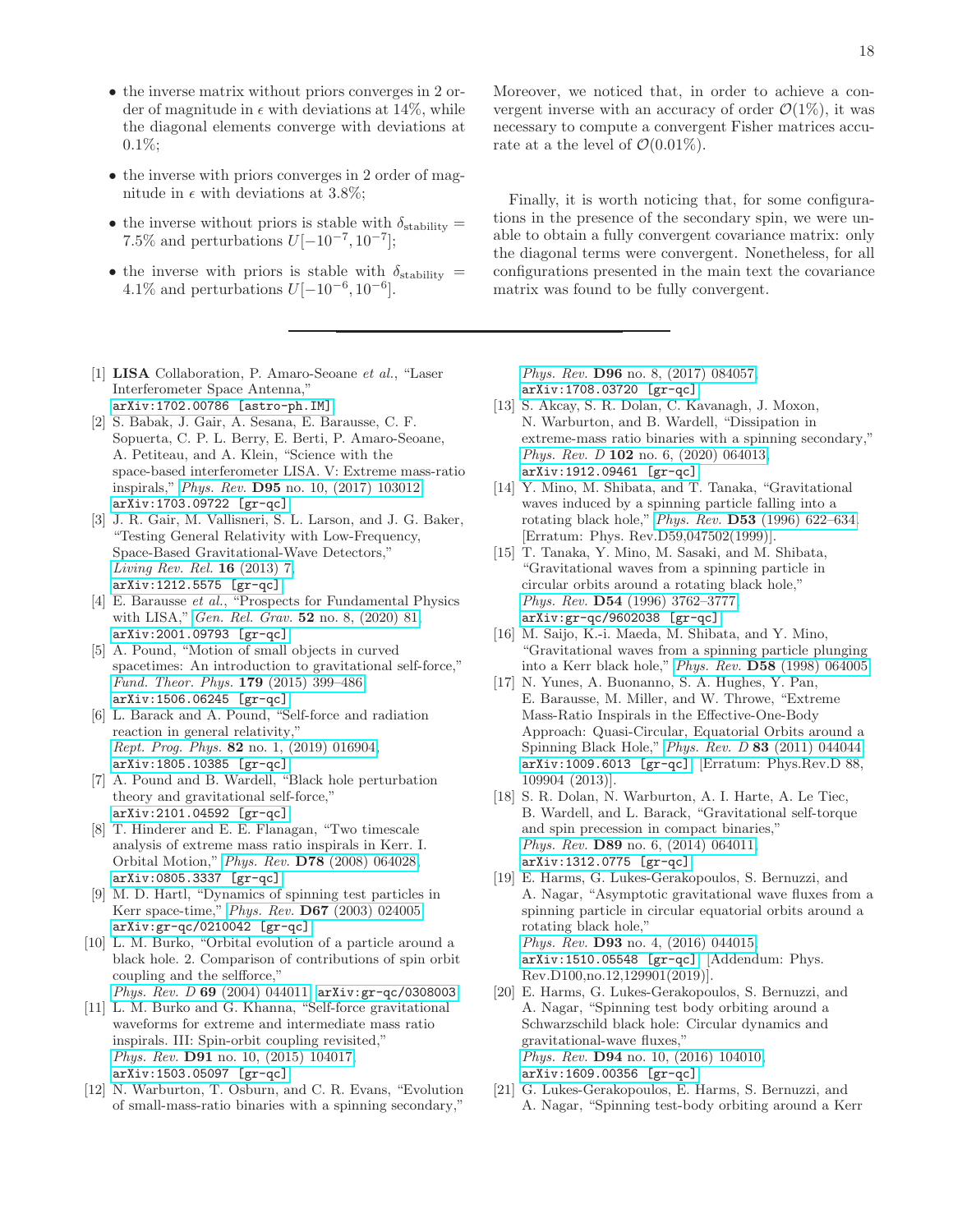- the inverse matrix without priors converges in 2 order of magnitude in $\epsilon$ with deviations at 14%, while the diagonal elements converge with deviations at 0.1%;

- the inverse with priors converges in 2 order of magnitude in $\epsilon$ with deviations at 3.8%;

- the inverse without priors is stable with $\delta_{\rm stability} = 7.5\%$ and perturbations $U[-10^{-7}, 10^{-7}]$;

- the inverse with priors is stable with $\delta_{\rm stability} = 4.1\%$ and perturbations $U[-10^{-6}, 10^{-6}]$.

Moreover, we noticed that, in order to achieve a convergent inverse with an accuracy of order $\mathcal{O}(1\%)$, it was necessary to compute a convergent Fisher matrices accurate at a the level of $\mathcal{O}(0.01\%)$.

Finally, it is worth noticing that, for some configurations in the presence of the secondary spin, we were unable to obtain a fully convergent covariance matrix: only the diagonal terms were convergent. Nonetheless, for all configurations presented in the main text the covariance matrix was found to be fully convergent.

---

[1] **LISA** Collaboration, P. Amaro-Seoane *et al.*, "Laser Interferometer Space Antenna," arXiv:1702.00786 [astro-ph.IM].

[2] S. Babak, J. Gair, A. Sesana, E. Barausse, C. F. Sopuerta, C. P. L. Berry, E. Berti, P. Amaro-Seoane, A. Petiteau, and A. Klein, "Science with the space-based interferometer LISA. V: Extreme mass-ratio inspirals," *Phys. Rev.* **D95** no. 10, (2017) 103012, arXiv:1703.09722 [gr-qc].

[3] J. R. Gair, M. Vallisneri, S. L. Larson, and J. G. Baker, "Testing General Relativity with Low-Frequency, Space-Based Gravitational-Wave Detectors," *Living Rev. Rel.* **16** (2013) 7, arXiv:1212.5575 [gr-qc].

[4] E. Barausse *et al.*, "Prospects for Fundamental Physics with LISA," *Gen. Rel. Grav.* **52** no. 8, (2020) 81, arXiv:2001.09793 [gr-qc].

[5] A. Pound, "Motion of small objects in curved spacetimes: An introduction to gravitational self-force," *Fund. Theor. Phys.* **179** (2015) 399–486, arXiv:1506.06245 [gr-qc].

[6] L. Barack and A. Pound, "Self-force and radiation reaction in general relativity," *Rept. Prog. Phys.* **82** no. 1, (2019) 016904, arXiv:1805.10385 [gr-qc].

[7] A. Pound and B. Wardell, "Black hole perturbation theory and gravitational self-force," arXiv:2101.04592 [gr-qc].

[8] T. Hinderer and E. E. Flanagan, "Two timescale analysis of extreme mass ratio inspirals in Kerr. I. Orbital Motion," *Phys. Rev.* **D78** (2008) 064028, arXiv:0805.3337 [gr-qc].

[9] M. D. Hartl, "Dynamics of spinning test particles in Kerr space-time," *Phys. Rev.* **D67** (2003) 024005, arXiv:gr-qc/0210042 [gr-qc].

[10] L. M. Burko, "Orbital evolution of a particle around a black hole. 2. Comparison of contributions of spin orbit coupling and the selfforce," *Phys. Rev. D* **69** (2004) 044011, arXiv:gr-qc/0308003.

[11] L. M. Burko and G. Khanna, "Self-force gravitational waveforms for extreme and intermediate mass ratio inspirals. III: Spin-orbit coupling revisited," *Phys. Rev.* **D91** no. 10, (2015) 104017, arXiv:1503.05097 [gr-qc].

[12] N. Warburton, T. Osburn, and C. R. Evans, "Evolution of small-mass-ratio binaries with a spinning secondary," *Phys. Rev.* **D96** no. 8, (2017) 084057, arXiv:1708.03720 [gr-qc].

[13] S. Akcay, S. R. Dolan, C. Kavanagh, J. Moxon, N. Warburton, and B. Wardell, "Dissipation in extreme-mass ratio binaries with a spinning secondary," *Phys. Rev. D* **102** no. 6, (2020) 064013, arXiv:1912.09461 [gr-qc].

[14] Y. Mino, M. Shibata, and T. Tanaka, "Gravitational waves induced by a spinning particle falling into a rotating black hole," *Phys. Rev.* **D53** (1996) 622–634. [Erratum: Phys. Rev.D59,047502(1999)].

[15] T. Tanaka, Y. Mino, M. Sasaki, and M. Shibata, "Gravitational waves from a spinning particle in circular orbits around a rotating black hole," *Phys. Rev.* **D54** (1996) 3762–3777, arXiv:gr-qc/9602038 [gr-qc].

[16] M. Saijo, K.-i. Maeda, M. Shibata, and Y. Mino, "Gravitational waves from a spinning particle plunging into a Kerr black hole," *Phys. Rev.* **D58** (1998) 064005.

[17] N. Yunes, A. Buonanno, S. A. Hughes, Y. Pan, E. Barausse, M. Miller, and W. Throwe, "Extreme Mass-Ratio Inspirals in the Effective-One-Body Approach: Quasi-Circular, Equatorial Orbits around a Spinning Black Hole," *Phys. Rev. D* **83** (2011) 044044, arXiv:1009.6013 [gr-qc]. [Erratum: Phys.Rev.D 88, 109904 (2013)].

[18] S. R. Dolan, N. Warburton, A. I. Harte, A. Le Tiec, B. Wardell, and L. Barack, "Gravitational self-torque and spin precession in compact binaries," *Phys. Rev.* **D89** no. 6, (2014) 064011, arXiv:1312.0775 [gr-qc].

[19] E. Harms, G. Lukes-Gerakopoulos, S. Bernuzzi, and A. Nagar, "Asymptotic gravitational wave fluxes from a spinning particle in circular equatorial orbits around a rotating black hole," *Phys. Rev.* **D93** no. 4, (2016) 044015, arXiv:1510.05548 [gr-qc]. [Addendum: Phys. Rev.D100,no.12,129901(2019)].

[20] E. Harms, G. Lukes-Gerakopoulos, S. Bernuzzi, and A. Nagar, "Spinning test body orbiting around a Schwarzschild black hole: Circular dynamics and gravitational-wave fluxes," *Phys. Rev.* **D94** no. 10, (2016) 104010, arXiv:1609.00356 [gr-qc].

[21] G. Lukes-Gerakopoulos, E. Harms, S. Bernuzzi, and A. Nagar, "Spinning test-body orbiting around a Kerr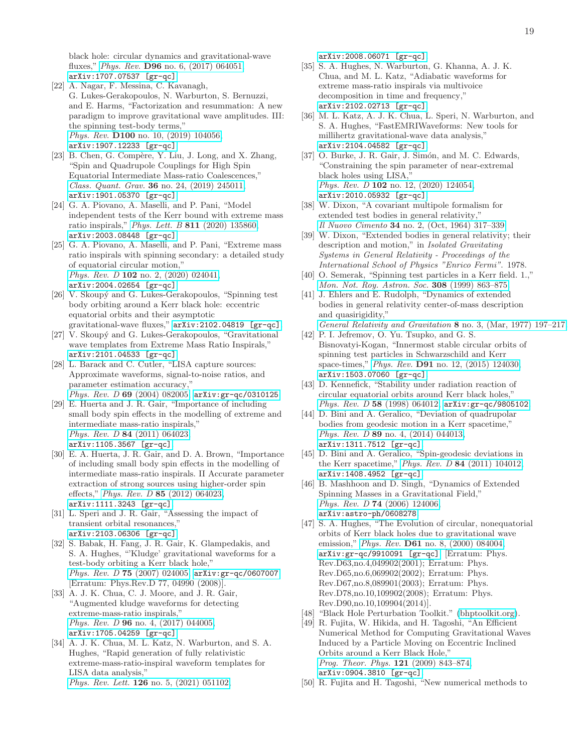black hole: circular dynamics and gravitational-wave fluxes," *Phys. Rev.* **D96** no. 6, (2017) 064051, arXiv:1707.07537 [gr-qc].

[22] A. Nagar, F. Messina, C. Kavanagh, G. Lukes-Gerakopoulos, N. Warburton, S. Bernuzzi, and E. Harms, "Factorization and resummation: A new paradigm to improve gravitational wave amplitudes. III: the spinning test-body terms," *Phys. Rev.* **D100** no. 10, (2019) 104056, arXiv:1907.12233 [gr-qc].

[23] B. Chen, G. Compère, Y. Liu, J. Long, and X. Zhang, "Spin and Quadrupole Couplings for High Spin Equatorial Intermediate Mass-ratio Coalescences," *Class. Quant. Grav.* **36** no. 24, (2019) 245011, arXiv:1901.05370 [gr-qc].

[24] G. A. Piovano, A. Maselli, and P. Pani, "Model independent tests of the Kerr bound with extreme mass ratio inspirals," *Phys. Lett. B* **811** (2020) 135860, arXiv:2003.08448 [gr-qc].

[25] G. A. Piovano, A. Maselli, and P. Pani, "Extreme mass ratio inspirals with spinning secondary: a detailed study of equatorial circular motion," *Phys. Rev. D* **102** no. 2, (2020) 024041, arXiv:2004.02654 [gr-qc].

[26] V. Skoupý and G. Lukes-Gerakopoulos, "Spinning test body orbiting around a Kerr black hole: eccentric equatorial orbits and their asymptotic gravitational-wave fluxes," arXiv:2102.04819 [gr-qc].

[27] V. Skoupý and G. Lukes-Gerakopoulos, "Gravitational wave templates from Extreme Mass Ratio Inspirals," arXiv:2101.04533 [gr-qc].

[28] L. Barack and C. Cutler, "LISA capture sources: Approximate waveforms, signal-to-noise ratios, and parameter estimation accuracy," *Phys. Rev. D* **69** (2004) 082005, arXiv:gr-qc/0310125.

[29] E. Huerta and J. R. Gair, "Importance of including small body spin effects in the modelling of extreme and intermediate mass-ratio inspirals," *Phys. Rev. D* **84** (2011) 064023, arXiv:1105.3567 [gr-qc].

[30] E. A. Huerta, J. R. Gair, and D. A. Brown, "Importance of including small body spin effects in the modelling of intermediate mass-ratio inspirals. II Accurate parameter extraction of strong sources using higher-order spin effects," *Phys. Rev. D* **85** (2012) 064023, arXiv:1111.3243 [gr-qc].

[31] L. Speri and J. R. Gair, "Assessing the impact of transient orbital resonances," arXiv:2103.06306 [gr-qc].

[32] S. Babak, H. Fang, J. R. Gair, K. Glampedakis, and S. A. Hughes, "'Kludge' gravitational waveforms for a test-body orbiting a Kerr black hole," *Phys. Rev. D* **75** (2007) 024005, arXiv:gr-qc/0607007. [Erratum: Phys.Rev.D 77, 04990 (2008)].

[33] A. J. K. Chua, C. J. Moore, and J. R. Gair, "Augmented kludge waveforms for detecting extreme-mass-ratio inspirals," *Phys. Rev. D* **96** no. 4, (2017) 044005, arXiv:1705.04259 [gr-qc].

[34] A. J. K. Chua, M. L. Katz, N. Warburton, and S. A. Hughes, "Rapid generation of fully relativistic extreme-mass-ratio-inspiral waveform templates for LISA data analysis," *Phys. Rev. Lett.* **126** no. 5, (2021) 051102, arXiv:2008.06071 [gr-qc].

[35] S. A. Hughes, N. Warburton, G. Khanna, A. J. K. Chua, and M. L. Katz, "Adiabatic waveforms for extreme mass-ratio inspirals via multivoice decomposition in time and frequency," arXiv:2102.02713 [gr-qc].

[36] M. L. Katz, A. J. K. Chua, L. Speri, N. Warburton, and S. A. Hughes, "FastEMRIWaveforms: New tools for millihertz gravitational-wave data analysis," arXiv:2104.04582 [gr-qc].

[37] O. Burke, J. R. Gair, J. Simón, and M. C. Edwards, "Constraining the spin parameter of near-extremal black holes using LISA," *Phys. Rev. D* **102** no. 12, (2020) 124054, arXiv:2010.05932 [gr-qc].

[38] W. Dixon, "A covariant multipole formalism for extended test bodies in general relativity," *Il Nuovo Cimento* **34** no. 2, (Oct, 1964) 317–339.

[39] W. Dixon, "Extended bodies in general relativity; their description and motion," in *Isolated Gravitating Systems in General Relativity - Proceedings of the International School of Physics "Enrico Fermi"*. 1978.

[40] O. Semerak, "Spinning test particles in a Kerr field. 1.," *Mon. Not. Roy. Astron. Soc.* **308** (1999) 863–875.

[41] J. Ehlers and E. Rudolph, "Dynamics of extended bodies in general relativity center-of-mass description and quasirigidity," *General Relativity and Gravitation* **8** no. 3, (Mar, 1977) 197–217.

[42] P. I. Jefremov, O. Yu. Tsupko, and G. S. Bisnovatyi-Kogan, "Innermost stable circular orbits of spinning test particles in Schwarzschild and Kerr space-times," *Phys. Rev.* **D91** no. 12, (2015) 124030, arXiv:1503.07060 [gr-qc].

[43] D. Kennefick, "Stability under radiation reaction of circular equatorial orbits around Kerr black holes," *Phys. Rev. D* **58** (1998) 064012, arXiv:gr-qc/9805102.

[44] D. Bini and A. Geralico, "Deviation of quadrupolar bodies from geodesic motion in a Kerr spacetime," *Phys. Rev. D* **89** no. 4, (2014) 044013, arXiv:1311.7512 [gr-qc].

[45] D. Bini and A. Geralico, "Spin-geodesic deviations in the Kerr spacetime," *Phys. Rev. D* **84** (2011) 104012, arXiv:1408.4952 [gr-qc].

[46] B. Mashhoon and D. Singh, "Dynamics of Extended Spinning Masses in a Gravitational Field," *Phys. Rev. D* **74** (2006) 124006, arXiv:astro-ph/0608278.

[47] S. A. Hughes, "The Evolution of circular, nonequatorial orbits of Kerr black holes due to gravitational wave emission," *Phys. Rev.* **D61** no. 8, (2000) 084004, arXiv:gr-qc/9910091 [gr-qc]. [Erratum: Phys. Rev.D63,no.4,049902(2001); Erratum: Phys. Rev.D65,no.6,069902(2002); Erratum: Phys. Rev.D67,no.8,089901(2003); Erratum: Phys. Rev.D78,no.10,109902(2008); Erratum: Phys. Rev.D90,no.10,109904(2014)].

[48] "Black Hole Perturbation Toolkit." (bhptoolkit.org).

[49] R. Fujita, W. Hikida, and H. Tagoshi, "An Efficient Numerical Method for Computing Gravitational Waves Induced by a Particle Moving on Eccentric Inclined Orbits around a Kerr Black Hole," *Prog. Theor. Phys.* **121** (2009) 843–874, arXiv:0904.3810 [gr-qc].

[50] R. Fujita and H. Tagoshi, "New numerical methods to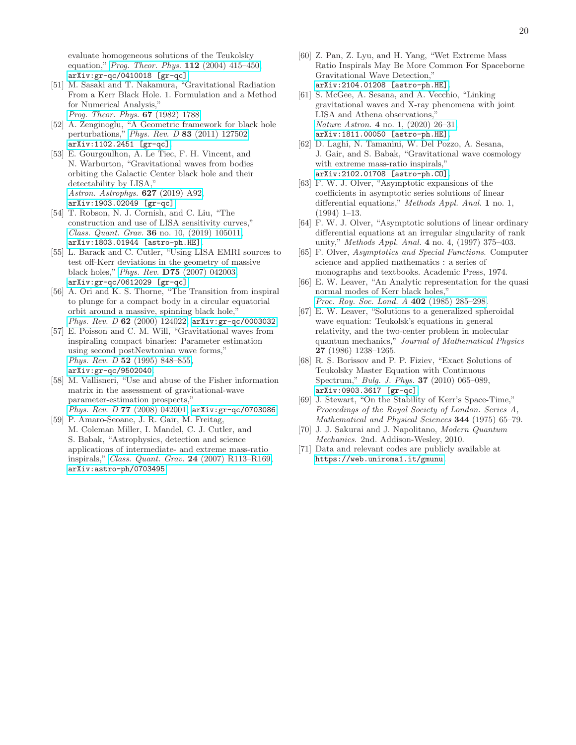evaluate homogeneous solutions of the Teukolsky equation," *Prog. Theor. Phys.* **112** (2004) 415–450, arXiv:gr-qc/0410018 [gr-qc].

[51] M. Sasaki and T. Nakamura, "Gravitational Radiation From a Kerr Black Hole. 1. Formulation and a Method for Numerical Analysis," *Prog. Theor. Phys.* **67** (1982) 1788.

[52] A. Zenginoglu, "A Geometric framework for black hole perturbations," *Phys. Rev. D* **83** (2011) 127502, arXiv:1102.2451 [gr-qc].

[53] E. Gourgoulhon, A. Le Tiec, F. H. Vincent, and N. Warburton, "Gravitational waves from bodies orbiting the Galactic Center black hole and their detectability by LISA," *Astron. Astrophys.* **627** (2019) A92, arXiv:1903.02049 [gr-qc].

[54] T. Robson, N. J. Cornish, and C. Liu, "The construction and use of LISA sensitivity curves," *Class. Quant. Grav.* **36** no. 10, (2019) 105011, arXiv:1803.01944 [astro-ph.HE].

[55] L. Barack and C. Cutler, "Using LISA EMRI sources to test off-Kerr deviations in the geometry of massive black holes," *Phys. Rev.* **D75** (2007) 042003, arXiv:gr-qc/0612029 [gr-qc].

[56] A. Ori and K. S. Thorne, "The Transition from inspiral to plunge for a compact body in a circular equatorial orbit around a massive, spinning black hole," *Phys. Rev. D* **62** (2000) 124022, arXiv:gr-qc/0003032.

[57] E. Poisson and C. M. Will, "Gravitational waves from inspiraling compact binaries: Parameter estimation using second postNewtonian wave forms," *Phys. Rev. D* **52** (1995) 848–855, arXiv:gr-qc/9502040.

[58] M. Vallisneri, "Use and abuse of the Fisher information matrix in the assessment of gravitational-wave parameter-estimation prospects," *Phys. Rev. D* **77** (2008) 042001, arXiv:gr-qc/0703086.

[59] P. Amaro-Seoane, J. R. Gair, M. Freitag, M. Coleman Miller, I. Mandel, C. J. Cutler, and S. Babak, "Astrophysics, detection and science applications of intermediate- and extreme mass-ratio inspirals," *Class. Quant. Grav.* **24** (2007) R113–R169, arXiv:astro-ph/0703495.

[60] Z. Pan, Z. Lyu, and H. Yang, "Wet Extreme Mass Ratio Inspirals May Be More Common For Spaceborne Gravitational Wave Detection," arXiv:2104.01208 [astro-ph.HE].

[61] S. McGee, A. Sesana, and A. Vecchio, "Linking gravitational waves and X-ray phenomena with joint LISA and Athena observations," *Nature Astron.* **4** no. 1, (2020) 26–31, arXiv:1811.00050 [astro-ph.HE].

[62] D. Laghi, N. Tamanini, W. Del Pozzo, A. Sesana, J. Gair, and S. Babak, "Gravitational wave cosmology with extreme mass-ratio inspirals," arXiv:2102.01708 [astro-ph.CO].

[63] F. W. J. Olver, "Asymptotic expansions of the coefficients in asymptotic series solutions of linear differential equations," *Methods Appl. Anal.* **1** no. 1, (1994) 1–13.

[64] F. W. J. Olver, "Asymptotic solutions of linear ordinary differential equations at an irregular singularity of rank unity," *Methods Appl. Anal.* **4** no. 4, (1997) 375–403.

[65] F. Olver, *Asymptotics and Special Functions*. Computer science and applied mathematics : a series of monographs and textbooks. Academic Press, 1974.

[66] E. W. Leaver, "An Analytic representation for the quasi normal modes of Kerr black holes," *Proc. Roy. Soc. Lond. A* **402** (1985) 285–298.

[67] E. W. Leaver, "Solutions to a generalized spheroidal wave equation: Teukolsk's equations in general relativity, and the two-center problem in molecular quantum mechanics," *Journal of Mathematical Physics* **27** (1986) 1238–1265.

[68] R. S. Borissov and P. P. Fiziev, "Exact Solutions of Teukolsky Master Equation with Continuous Spectrum," *Bulg. J. Phys.* **37** (2010) 065–089, arXiv:0903.3617 [gr-qc].

[69] J. Stewart, "On the Stability of Kerr's Space-Time," *Proceedings of the Royal Society of London. Series A, Mathematical and Physical Sciences* **344** (1975) 65–79.

[70] J. J. Sakurai and J. Napolitano, *Modern Quantum Mechanics*. 2nd. Addison-Wesley, 2010.

[71] Data and relevant codes are publicly available at https://web.uniroma1.it/gmunu.